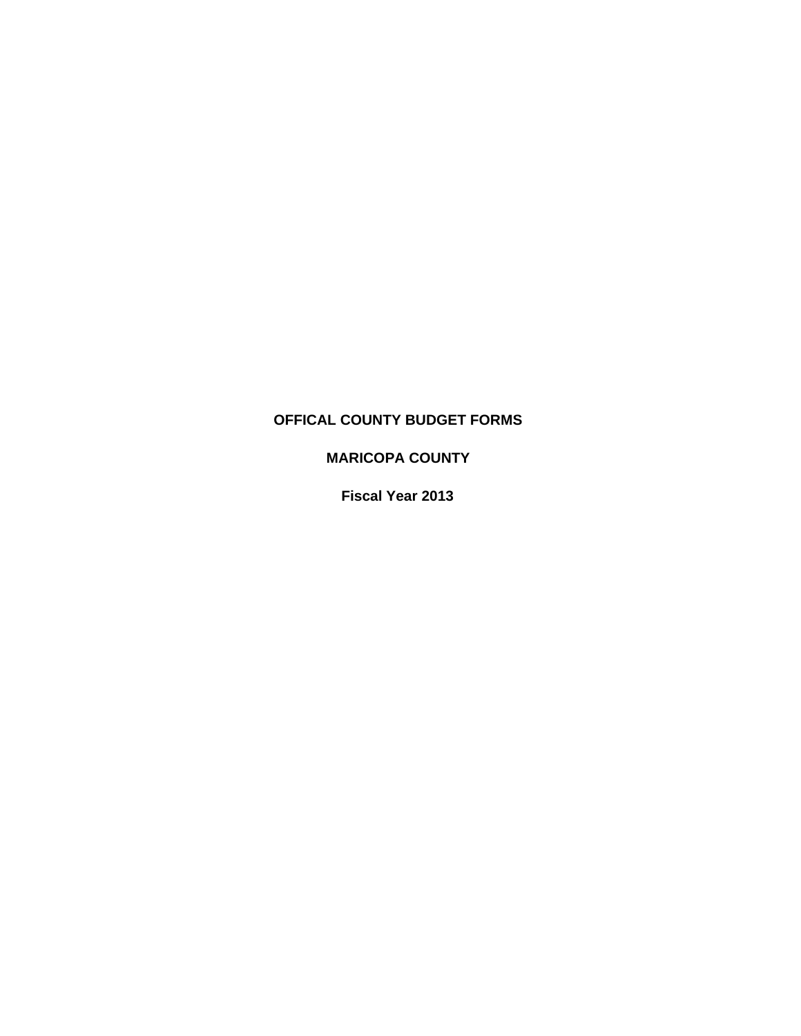# OFFICAL COUNTY BUDGET FORMS

## MARICOPA COUNTY

### Fiscal Year 2013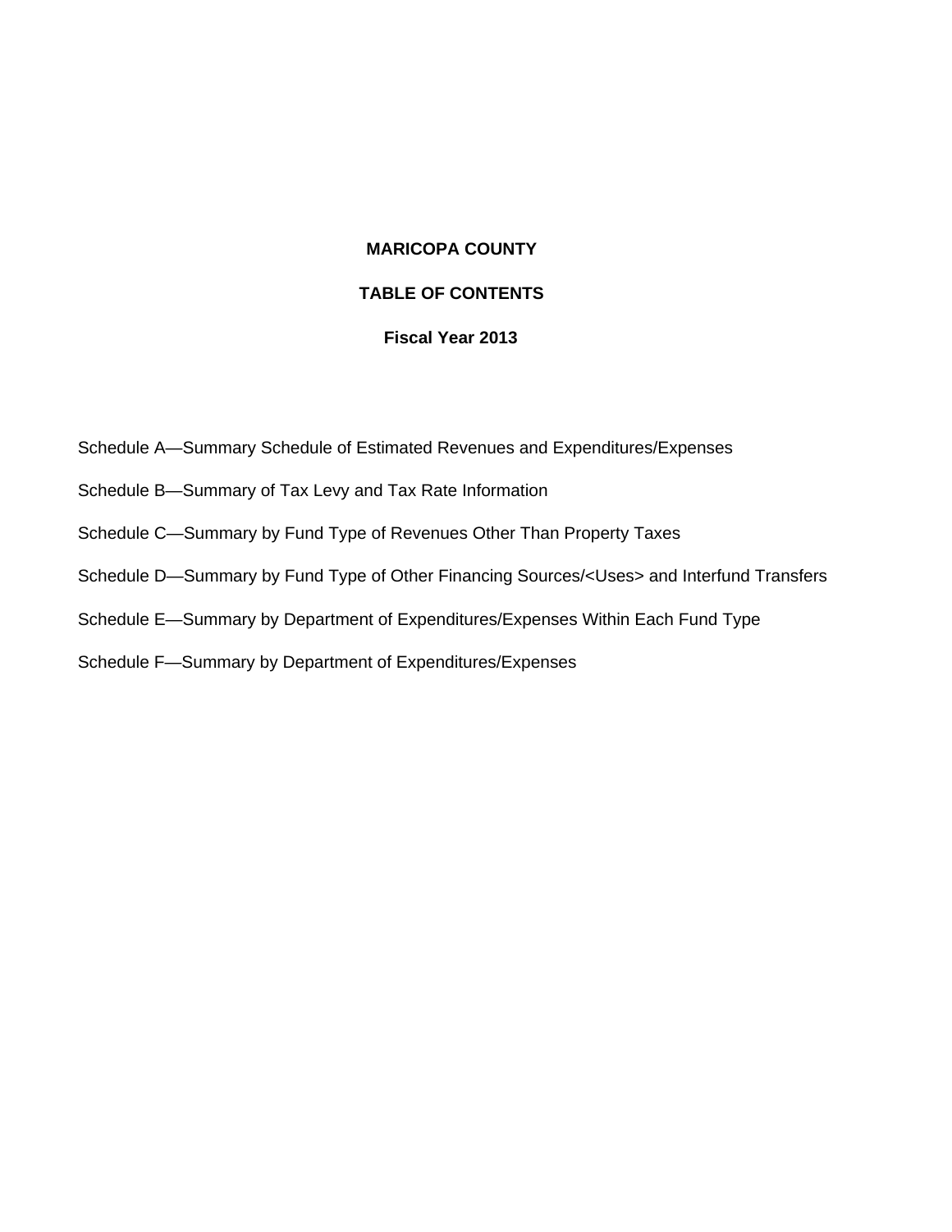**MARICOPA COUNTY**

**TABLE OF CONTENTS**

**Fiscal Year 2013**

Schedule A—Summary Schedule of Estimated Revenues and Expenditures/Expenses

Schedule B—Summary of Tax Levy and Tax Rate Information

Schedule C—Summary by Fund Type of Revenues Other Than Property Taxes

Schedule D—Summary by Fund Type of Other Financing Sources/<Uses> and Interfund Transfers

Schedule E—Summary by Department of Expenditures/Expenses Within Each Fund Type

Schedule F—Summary by Department of Expenditures/Expenses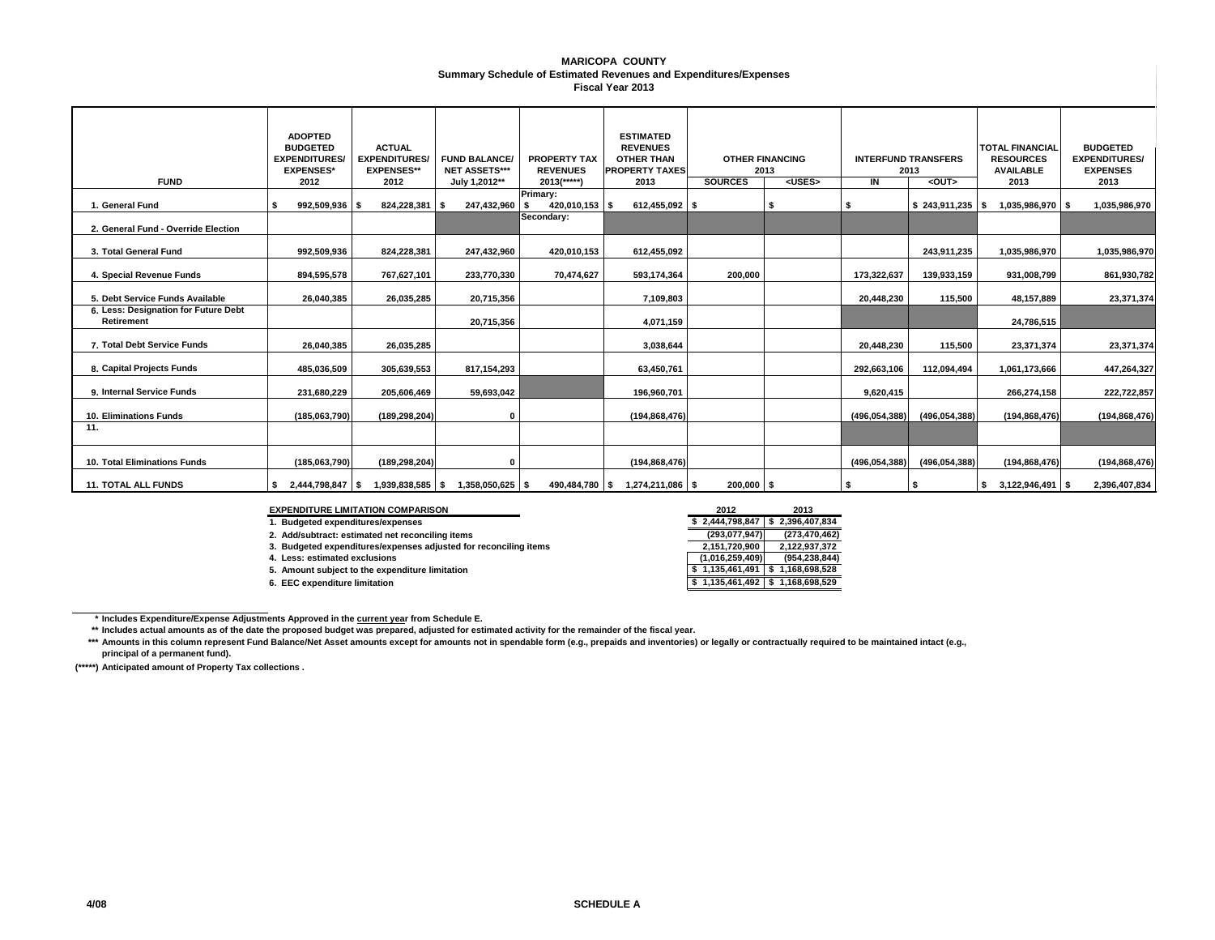**MARICOPA COUNTY**
**Summary Schedule of Estimated Revenues and Expenditures/Expenses**
**Fiscal Year 2013**

| FUND | ADOPTED BUDGETED EXPENDITURES/ EXPENSES* 2012 | ACTUAL EXPENDITURES/ EXPENSES** 2012 | FUND BALANCE/ NET ASSETS*** July 1,2012** | PROPERTY TAX REVENUES 2013(*****) | ESTIMATED REVENUES OTHER THAN PROPERTY TAXES 2013 | OTHER FINANCING 2013 | | INTERFUND TRANSFERS 2013 | | TOTAL FINANCIAL RESOURCES AVAILABLE 2013 | BUDGETED EXPENDITURES/ EXPENSES 2013 |
|---|---|---|---|---|---|---|---|---|---|---|---|
| | | | | | | SOURCES | <USES> | IN | <OUT> | | |
| 1. General Fund | $ 992,509,936 | $ 824,228,381 | $ 247,432,960 | Primary: $ 420,010,153 | $ 612,455,092 | $ | $ | $ | $ 243,911,235 | $ 1,035,986,970 | $ 1,035,986,970 |
| 2. General Fund - Override Election | | | | Secondary: | | | | | | | |
| 3. Total General Fund | 992,509,936 | 824,228,381 | 247,432,960 | 420,010,153 | 612,455,092 | | | | 243,911,235 | 1,035,986,970 | 1,035,986,970 |
| 4. Special Revenue Funds | 894,595,578 | 767,627,101 | 233,770,330 | 70,474,627 | 593,174,364 | 200,000 | | 173,322,637 | 139,933,159 | 931,008,799 | 861,930,782 |
| 5. Debt Service Funds Available | 26,040,385 | 26,035,285 | 20,715,356 | | 7,109,803 | | | 20,448,230 | 115,500 | 48,157,889 | 23,371,374 |
| 6. Less: Designation for Future Debt Retirement | | | 20,715,356 | | 4,071,159 | | | | | 24,786,515 | |
| 7. Total Debt Service Funds | 26,040,385 | 26,035,285 | | | 3,038,644 | | | 20,448,230 | 115,500 | 23,371,374 | 23,371,374 |
| 8. Capital Projects Funds | 485,036,509 | 305,639,553 | 817,154,293 | | 63,450,761 | | | 292,663,106 | 112,094,494 | 1,061,173,666 | 447,264,327 |
| 9. Internal Service Funds | 231,680,229 | 205,606,469 | 59,693,042 | | 196,960,701 | | | 9,620,415 | | 266,274,158 | 222,722,857 |
| 10. Eliminations Funds | (185,063,790) | (189,298,204) | 0 | | (194,868,476) | | | (496,054,388) | (496,054,388) | (194,868,476) | (194,868,476) |
| 11. | | | | | | | | | | | |
| 10. Total Eliminations Funds | (185,063,790) | (189,298,204) | 0 | | (194,868,476) | | | (496,054,388) | (496,054,388) | (194,868,476) | (194,868,476) |
| 11. TOTAL ALL FUNDS | $ 2,444,798,847 | $ 1,939,838,585 | $ 1,358,050,625 | $ 490,484,780 | $ 1,274,211,086 | $ 200,000 | $ | $ | $ | $ 3,122,946,491 | $ 2,396,407,834 |

| EXPENDITURE LIMITATION COMPARISON | 2012 | 2013 |
|---|---|---|
| 1. Budgeted expenditures/expenses | $ 2,444,798,847 | $ 2,396,407,834 |
| 2. Add/subtract: estimated net reconciling items | (293,077,947) | (273,470,462) |
| 3. Budgeted expenditures/expenses adjusted for reconciling items | 2,151,720,900 | 2,122,937,372 |
| 4. Less: estimated exclusions | (1,016,259,409) | (954,238,844) |
| 5. Amount subject to the expenditure limitation | $ 1,135,461,491 | $ 1,168,698,528 |
| 6. EEC expenditure limitation | $ 1,135,461,492 | $ 1,168,698,529 |

\* Includes Expenditure/Expense Adjustments Approved in the current year from Schedule E.

\*\* Includes actual amounts as of the date the proposed budget was prepared, adjusted for estimated activity for the remainder of the fiscal year.

\*\*\* Amounts in this column represent Fund Balance/Net Asset amounts except for amounts not in spendable form (e.g., prepaids and inventories) or legally or contractually required to be maintained intact (e.g., principal of a permanent fund).

(\*\*\*\*\*) Anticipated amount of Property Tax collections .

4/08 SCHEDULE A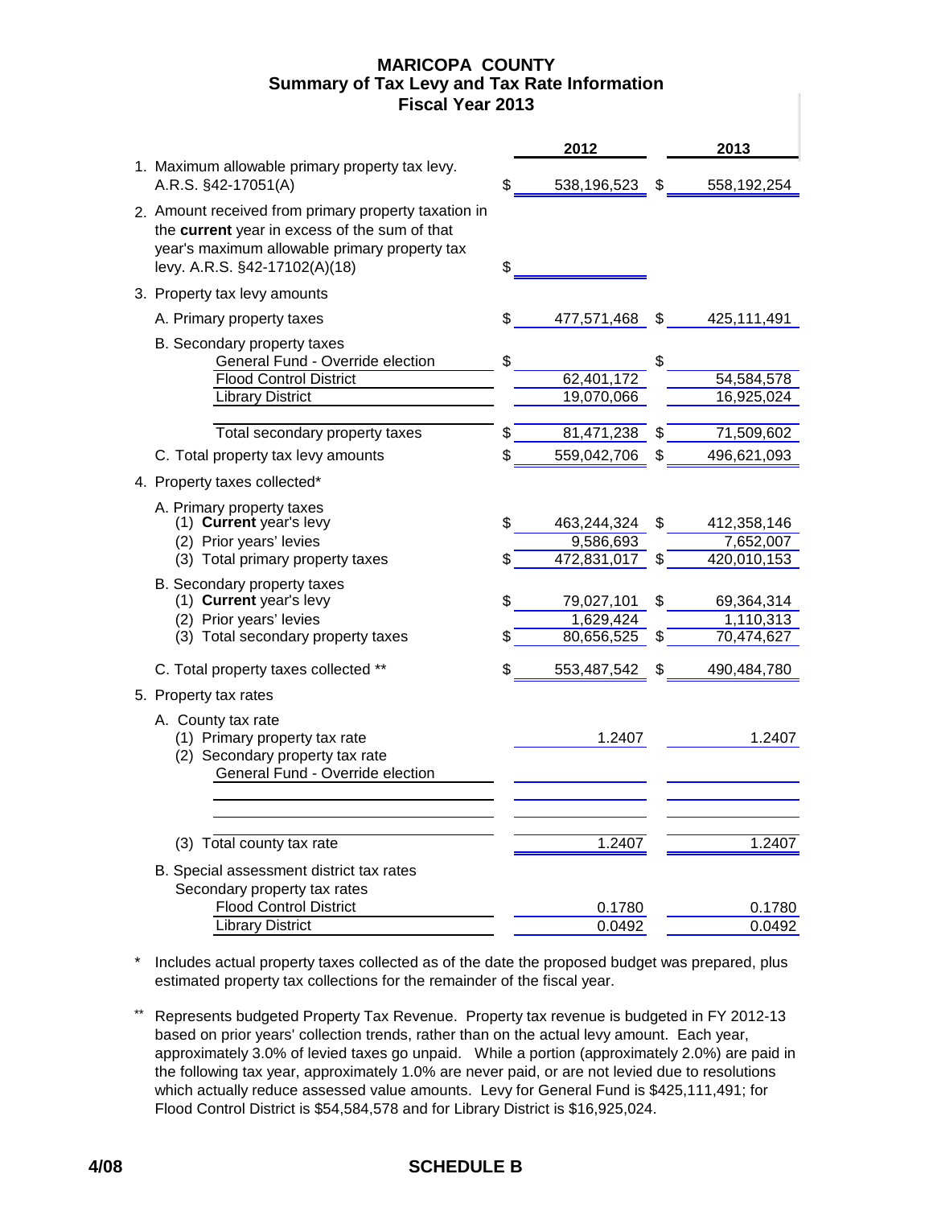# MARICOPA COUNTY
## Summary of Tax Levy and Tax Rate Information
## Fiscal Year 2013

| | 2012 | 2013 |
|---|---|---|
| 1. Maximum allowable primary property tax levy. A.R.S. §42-17051(A) | $ 538,196,523 | $ 558,192,254 |
| 2. Amount received from primary property taxation in the **current** year in excess of the sum of that year's maximum allowable primary property tax levy. A.R.S. §42-17102(A)(18) | $ | |
| 3. Property tax levy amounts | | |
| A. Primary property taxes | $ 477,571,468 | $ 425,111,491 |
| B. Secondary property taxes | | |
| General Fund - Override election | $ | $ |
| Flood Control District | 62,401,172 | 54,584,578 |
| Library District | 19,070,066 | 16,925,024 |
| Total secondary property taxes | $ 81,471,238 | $ 71,509,602 |
| C. Total property tax levy amounts | $ 559,042,706 | $ 496,621,093 |
| 4. Property taxes collected* | | |
| A. Primary property taxes | | |
| (1) **Current** year's levy | $ 463,244,324 | $ 412,358,146 |
| (2) Prior years' levies | 9,586,693 | 7,652,007 |
| (3) Total primary property taxes | $ 472,831,017 | $ 420,010,153 |
| B. Secondary property taxes | | |
| (1) **Current** year's levy | $ 79,027,101 | $ 69,364,314 |
| (2) Prior years' levies | 1,629,424 | 1,110,313 |
| (3) Total secondary property taxes | $ 80,656,525 | $ 70,474,627 |
| C. Total property taxes collected ** | $ 553,487,542 | $ 490,484,780 |
| 5. Property tax rates | | |
| A. County tax rate | | |
| (1) Primary property tax rate | 1.2407 | 1.2407 |
| (2) Secondary property tax rate | | |
| General Fund - Override election | | |
| (3) Total county tax rate | 1.2407 | 1.2407 |
| B. Special assessment district tax rates | | |
| Secondary property tax rates | | |
| Flood Control District | 0.1780 | 0.1780 |
| Library District | 0.0492 | 0.0492 |

\* Includes actual property taxes collected as of the date the proposed budget was prepared, plus estimated property tax collections for the remainder of the fiscal year.

\*\* Represents budgeted Property Tax Revenue. Property tax revenue is budgeted in FY 2012-13 based on prior years' collection trends, rather than on the actual levy amount. Each year, approximately 3.0% of levied taxes go unpaid. While a portion (approximately 2.0%) are paid in the following tax year, approximately 1.0% are never paid, or are not levied due to resolutions which actually reduce assessed value amounts. Levy for General Fund is $425,111,491; for Flood Control District is $54,584,578 and for Library District is $16,925,024.

4/08 SCHEDULE B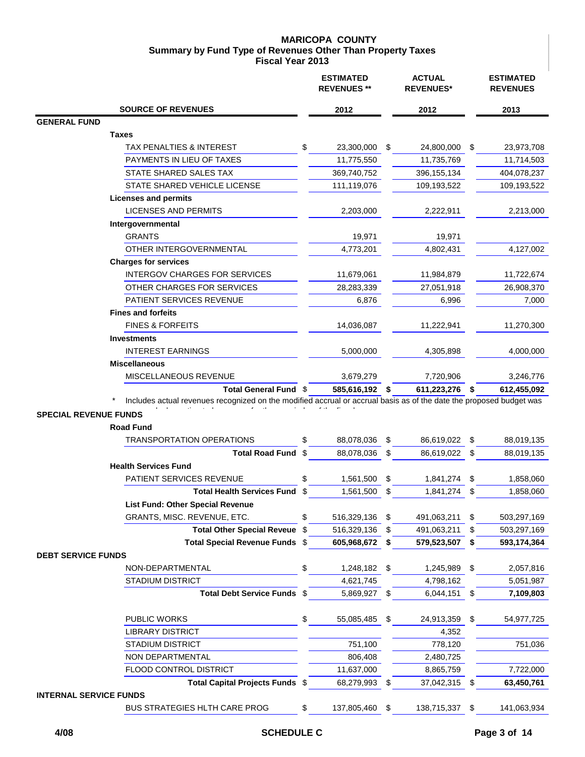# MARICOPA COUNTY
## Summary by Fund Type of Revenues Other Than Property Taxes
### Fiscal Year 2013

| SOURCE OF REVENUES | ESTIMATED REVENUES ** 2012 | ACTUAL REVENUES* 2012 | ESTIMATED REVENUES 2013 |
|---|---|---|---|
| **GENERAL FUND** | | | |
| **Taxes** | | | |
| TAX PENALTIES & INTEREST | $ 23,300,000 | $ 24,800,000 | $ 23,973,708 |
| PAYMENTS IN LIEU OF TAXES | 11,775,550 | 11,735,769 | 11,714,503 |
| STATE SHARED SALES TAX | 369,740,752 | 396,155,134 | 404,078,237 |
| STATE SHARED VEHICLE LICENSE | 111,119,076 | 109,193,522 | 109,193,522 |
| **Licenses and permits** | | | |
| LICENSES AND PERMITS | 2,203,000 | 2,222,911 | 2,213,000 |
| **Intergovernmental** | | | |
| GRANTS | 19,971 | 19,971 | |
| OTHER INTERGOVERNMENTAL | 4,773,201 | 4,802,431 | 4,127,002 |
| **Charges for services** | | | |
| INTERGOV CHARGES FOR SERVICES | 11,679,061 | 11,984,879 | 11,722,674 |
| OTHER CHARGES FOR SERVICES | 28,283,339 | 27,051,918 | 26,908,370 |
| PATIENT SERVICES REVENUE | 6,876 | 6,996 | 7,000 |
| **Fines and forfeits** | | | |
| FINES & FORFEITS | 14,036,087 | 11,222,941 | 11,270,300 |
| **Investments** | | | |
| INTEREST EARNINGS | 5,000,000 | 4,305,898 | 4,000,000 |
| **Miscellaneous** | | | |
| MISCELLANEOUS REVENUE | 3,679,279 | 7,720,906 | 3,246,776 |
| **Total General Fund** | **$ 585,616,192** | **$ 611,223,276** | **$ 612,455,092** |

\* Includes actual revenues recognized on the modified accrual or accrual basis as of the date the proposed budget was prepared, plus estimated revenues for the remainder of the fiscal year.

| SOURCE OF REVENUES | ESTIMATED REVENUES ** 2012 | ACTUAL REVENUES* 2012 | ESTIMATED REVENUES 2013 |
|---|---|---|---|
| **SPECIAL REVENUE FUNDS** | | | |
| **Road Fund** | | | |
| TRANSPORTATION OPERATIONS | $ 88,078,036 | $ 86,619,022 | $ 88,019,135 |
| **Total Road Fund** | $ 88,078,036 | $ 86,619,022 | $ 88,019,135 |
| **Health Services Fund** | | | |
| PATIENT SERVICES REVENUE | $ 1,561,500 | $ 1,841,274 | $ 1,858,060 |
| **Total Health Services Fund** | $ 1,561,500 | $ 1,841,274 | $ 1,858,060 |
| **List Fund: Other Special Revenue** | | | |
| GRANTS, MISC. REVENUE, ETC. | $ 516,329,136 | $ 491,063,211 | $ 503,297,169 |
| **Total Other Special Reveue** | $ 516,329,136 | $ 491,063,211 | $ 503,297,169 |
| **Total Special Revenue Funds** | **$ 605,968,672** | **$ 579,523,507** | **$ 593,174,364** |
| **DEBT SERVICE FUNDS** | | | |
| NON-DEPARTMENTAL | $ 1,248,182 | $ 1,245,989 | $ 2,057,816 |
| STADIUM DISTRICT | 4,621,745 | 4,798,162 | 5,051,987 |
| **Total Debt Service Funds** | $ 5,869,927 | $ 6,044,151 | **$ 7,109,803** |
| PUBLIC WORKS | $ 55,085,485 | $ 24,913,359 | $ 54,977,725 |
| LIBRARY DISTRICT | | 4,352 | |
| STADIUM DISTRICT | 751,100 | 778,120 | 751,036 |
| NON DEPARTMENTAL | 806,408 | 2,480,725 | |
| FLOOD CONTROL DISTRICT | 11,637,000 | 8,865,759 | 7,722,000 |
| **Total Capital Projects Funds** | $ 68,279,993 | $ 37,042,315 | **$ 63,450,761** |
| **INTERNAL SERVICE FUNDS** | | | |
| BUS STRATEGIES HLTH CARE PROG | $ 137,805,460 | $ 138,715,337 | $ 141,063,934 |

SCHEDULE C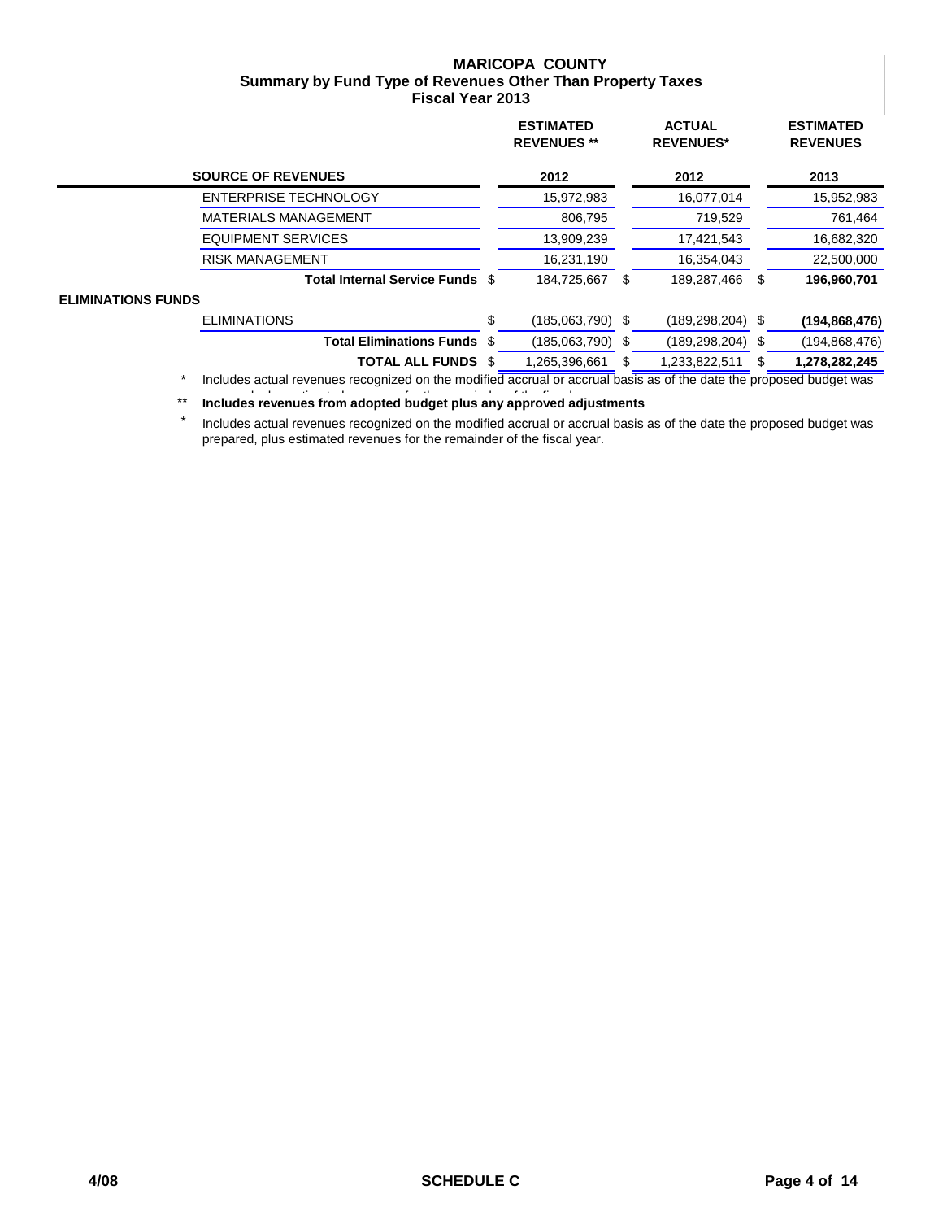**MARICOPA COUNTY**
**Summary by Fund Type of Revenues Other Than Property Taxes**
**Fiscal Year 2013**

| SOURCE OF REVENUES | ESTIMATED REVENUES ** 2012 | ACTUAL REVENUES* 2012 | ESTIMATED REVENUES 2013 |
|---|---|---|---|
| ENTERPRISE TECHNOLOGY | 15,972,983 | 16,077,014 | 15,952,983 |
| MATERIALS MANAGEMENT | 806,795 | 719,529 | 761,464 |
| EQUIPMENT SERVICES | 13,909,239 | 17,421,543 | 16,682,320 |
| RISK MANAGEMENT | 16,231,190 | 16,354,043 | 22,500,000 |
| **Total Internal Service Funds** | $ 184,725,667 | $ 189,287,466 | $ **196,960,701** |
| **ELIMINATIONS FUNDS** | | | |
| ELIMINATIONS | $ (185,063,790) | $ (189,298,204) | $ **(194,868,476)** |
| **Total Eliminations Funds** | $ (185,063,790) | $ (189,298,204) | $ (194,868,476) |
| **TOTAL ALL FUNDS** | $ 1,265,396,661 | $ 1,233,822,511 | $ **1,278,282,245** |

\* Includes actual revenues recognized on the modified accrual or accrual basis as of the date the proposed budget was prepared, plus estimated revenues for the remainder of the fiscal year.

** **Includes revenues from adopted budget plus any approved adjustments**

\* Includes actual revenues recognized on the modified accrual or accrual basis as of the date the proposed budget was prepared, plus estimated revenues for the remainder of the fiscal year.

4/08 SCHEDULE C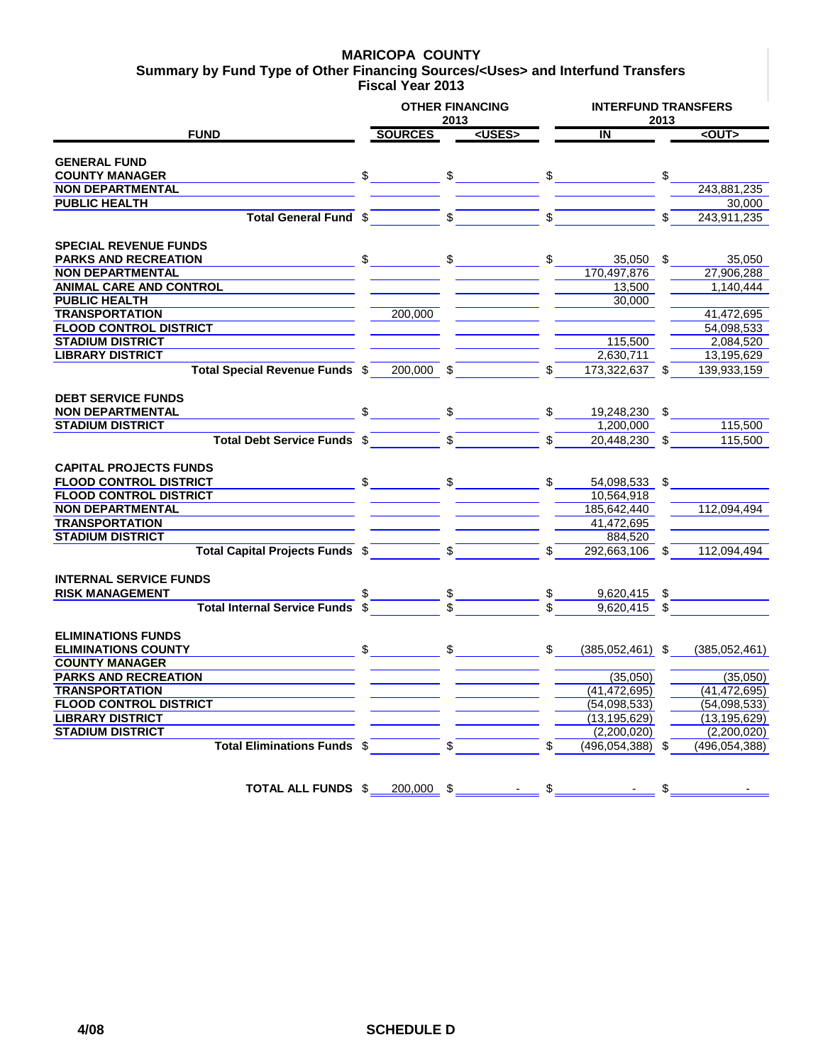# MARICOPA COUNTY

## Summary by Fund Type of Other Financing Sources/<Uses> and Interfund Transfers

### Fiscal Year 2013

| FUND | OTHER FINANCING 2013 SOURCES | OTHER FINANCING 2013 <USES> | INTERFUND TRANSFERS 2013 IN | INTERFUND TRANSFERS 2013 <OUT> |
|---|---|---|---|---|
| **GENERAL FUND** | | | | |
| **COUNTY MANAGER** | $ | $ | $ | $ |
| **NON DEPARTMENTAL** | | | | 243,881,235 |
| **PUBLIC HEALTH** | | | | 30,000 |
| **Total General Fund** | $ | $ | $ | $ 243,911,235 |
| **SPECIAL REVENUE FUNDS** | | | | |
| **PARKS AND RECREATION** | $ | $ | $ 35,050 | $ 35,050 |
| **NON DEPARTMENTAL** | | | 170,497,876 | 27,906,288 |
| **ANIMAL CARE AND CONTROL** | | | 13,500 | 1,140,444 |
| **PUBLIC HEALTH** | | | 30,000 | |
| **TRANSPORTATION** | 200,000 | | | 41,472,695 |
| **FLOOD CONTROL DISTRICT** | | | | 54,098,533 |
| **STADIUM DISTRICT** | | | 115,500 | 2,084,520 |
| **LIBRARY DISTRICT** | | | 2,630,711 | 13,195,629 |
| **Total Special Revenue Funds** | $ 200,000 | $ | $ 173,322,637 | $ 139,933,159 |
| **DEBT SERVICE FUNDS** | | | | |
| **NON DEPARTMENTAL** | $ | $ | $ 19,248,230 | $ |
| **STADIUM DISTRICT** | | | 1,200,000 | 115,500 |
| **Total Debt Service Funds** | $ | $ | $ 20,448,230 | $ 115,500 |
| **CAPITAL PROJECTS FUNDS** | | | | |
| **FLOOD CONTROL DISTRICT** | $ | $ | $ 54,098,533 | $ |
| **FLOOD CONTROL DISTRICT** | | | 10,564,918 | |
| **NON DEPARTMENTAL** | | | 185,642,440 | 112,094,494 |
| **TRANSPORTATION** | | | 41,472,695 | |
| **STADIUM DISTRICT** | | | 884,520 | |
| **Total Capital Projects Funds** | $ | $ | $ 292,663,106 | $ 112,094,494 |
| **INTERNAL SERVICE FUNDS** | | | | |
| **RISK MANAGEMENT** | $ | $ | $ 9,620,415 | $ |
| **Total Internal Service Funds** | $ | $ | $ 9,620,415 | $ |
| **ELIMINATIONS FUNDS** | | | | |
| **ELIMINATIONS COUNTY** | $ | $ | $ (385,052,461) | $ (385,052,461) |
| **COUNTY MANAGER** | | | | |
| **PARKS AND RECREATION** | | | (35,050) | (35,050) |
| **TRANSPORTATION** | | | (41,472,695) | (41,472,695) |
| **FLOOD CONTROL DISTRICT** | | | (54,098,533) | (54,098,533) |
| **LIBRARY DISTRICT** | | | (13,195,629) | (13,195,629) |
| **STADIUM DISTRICT** | | | (2,200,020) | (2,200,020) |
| **Total Eliminations Funds** | $ | $ | $ (496,054,388) | $ (496,054,388) |
| **TOTAL ALL FUNDS** | $ 200,000 | $ - | $ - | $ - |

4/08 SCHEDULE D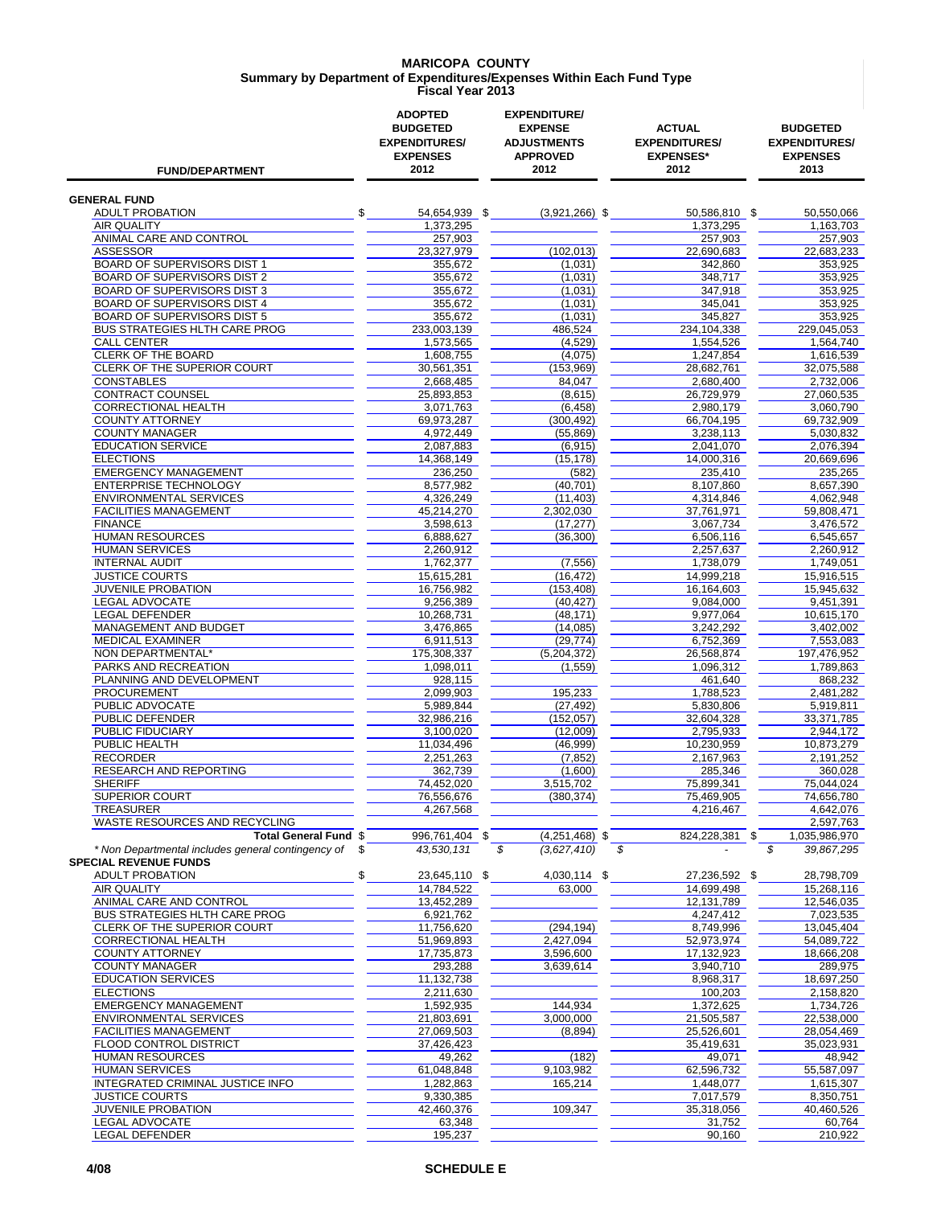# MARICOPA COUNTY
## Summary by Department of Expenditures/Expenses Within Each Fund Type
### Fiscal Year 2013

| FUND/DEPARTMENT | ADOPTED BUDGETED EXPENDITURES/ EXPENSES 2012 | EXPENDITURE/ EXPENSE ADJUSTMENTS APPROVED 2012 | ACTUAL EXPENDITURES/ EXPENSES* 2012 | BUDGETED EXPENDITURES/ EXPENSES 2013 |
|---|---|---|---|---|
| **GENERAL FUND** | | | | |
| ADULT PROBATION | $ 54,654,939 | $ (3,921,266) | $ 50,586,810 | $ 50,550,066 |
| AIR QUALITY | 1,373,295 | | 1,373,295 | 1,163,703 |
| ANIMAL CARE AND CONTROL | 257,903 | | 257,903 | 257,903 |
| ASSESSOR | 23,327,979 | (102,013) | 22,690,683 | 22,683,233 |
| BOARD OF SUPERVISORS DIST 1 | 355,672 | (1,031) | 342,860 | 353,925 |
| BOARD OF SUPERVISORS DIST 2 | 355,672 | (1,031) | 348,717 | 353,925 |
| BOARD OF SUPERVISORS DIST 3 | 355,672 | (1,031) | 347,918 | 353,925 |
| BOARD OF SUPERVISORS DIST 4 | 355,672 | (1,031) | 345,041 | 353,925 |
| BOARD OF SUPERVISORS DIST 5 | 355,672 | (1,031) | 345,827 | 353,925 |
| BUS STRATEGIES HLTH CARE PROG | 233,003,139 | 486,524 | 234,104,338 | 229,045,053 |
| CALL CENTER | 1,573,565 | (4,529) | 1,554,526 | 1,564,740 |
| CLERK OF THE BOARD | 1,608,755 | (4,075) | 1,247,854 | 1,616,539 |
| CLERK OF THE SUPERIOR COURT | 30,561,351 | (153,969) | 28,682,761 | 32,075,588 |
| CONSTABLES | 2,668,485 | 84,047 | 2,680,400 | 2,732,006 |
| CONTRACT COUNSEL | 25,893,853 | (8,615) | 26,729,979 | 27,060,535 |
| CORRECTIONAL HEALTH | 3,071,763 | (6,458) | 2,980,179 | 3,060,790 |
| COUNTY ATTORNEY | 69,973,287 | (300,492) | 66,704,195 | 69,732,909 |
| COUNTY MANAGER | 4,972,449 | (55,869) | 3,238,113 | 5,030,832 |
| EDUCATION SERVICE | 2,087,883 | (6,915) | 2,041,070 | 2,076,394 |
| ELECTIONS | 14,368,149 | (15,178) | 14,000,316 | 20,669,696 |
| EMERGENCY MANAGEMENT | 236,250 | (582) | 235,410 | 235,265 |
| ENTERPRISE TECHNOLOGY | 8,577,982 | (40,701) | 8,107,860 | 8,657,390 |
| ENVIRONMENTAL SERVICES | 4,326,249 | (11,403) | 4,314,846 | 4,062,948 |
| FACILITIES MANAGEMENT | 45,214,270 | 2,302,030 | 37,761,971 | 59,808,471 |
| FINANCE | 3,598,613 | (17,277) | 3,067,734 | 3,476,572 |
| HUMAN RESOURCES | 6,888,627 | (36,300) | 6,506,116 | 6,545,657 |
| HUMAN SERVICES | 2,260,912 | | 2,257,637 | 2,260,912 |
| INTERNAL AUDIT | 1,762,377 | (7,556) | 1,738,079 | 1,749,051 |
| JUSTICE COURTS | 15,615,281 | (16,472) | 14,999,218 | 15,916,515 |
| JUVENILE PROBATION | 16,756,982 | (153,408) | 16,164,603 | 15,945,632 |
| LEGAL ADVOCATE | 9,256,389 | (40,427) | 9,084,000 | 9,451,391 |
| LEGAL DEFENDER | 10,268,731 | (48,171) | 9,977,064 | 10,615,170 |
| MANAGEMENT AND BUDGET | 3,476,865 | (14,085) | 3,242,292 | 3,402,002 |
| MEDICAL EXAMINER | 6,911,513 | (29,774) | 6,752,369 | 7,553,083 |
| NON DEPARTMENTAL* | 175,308,337 | (5,204,372) | 26,568,874 | 197,476,952 |
| PARKS AND RECREATION | 1,098,011 | (1,559) | 1,096,312 | 1,789,863 |
| PLANNING AND DEVELOPMENT | 928,115 | | 461,640 | 868,232 |
| PROCUREMENT | 2,099,903 | 195,233 | 1,788,523 | 2,481,282 |
| PUBLIC ADVOCATE | 5,989,844 | (27,492) | 5,830,806 | 5,919,811 |
| PUBLIC DEFENDER | 32,986,216 | (152,057) | 32,604,328 | 33,371,785 |
| PUBLIC FIDUCIARY | 3,100,020 | (12,009) | 2,795,933 | 2,944,172 |
| PUBLIC HEALTH | 11,034,496 | (46,999) | 10,230,959 | 10,873,279 |
| RECORDER | 2,251,263 | (7,852) | 2,167,963 | 2,191,252 |
| RESEARCH AND REPORTING | 362,739 | (1,600) | 285,346 | 360,028 |
| SHERIFF | 74,452,020 | 3,515,702 | 75,899,341 | 75,044,024 |
| SUPERIOR COURT | 76,556,676 | (380,374) | 75,469,905 | 74,656,780 |
| TREASURER | 4,267,568 | | 4,216,467 | 4,642,076 |
| WASTE RESOURCES AND RECYCLING | | | | 2,597,763 |
| **Total General Fund** | $ 996,761,404 | $ (4,251,468) | $ 824,228,381 | $ 1,035,986,970 |
| *\* Non Departmental includes general contingency of* | *$ 43,530,131* | *$ (3,627,410)* | *$ -* | *$ 39,867,295* |
| **SPECIAL REVENUE FUNDS** | | | | |
| ADULT PROBATION | $ 23,645,110 | $ 4,030,114 | $ 27,236,592 | $ 28,798,709 |
| AIR QUALITY | 14,784,522 | 63,000 | 14,699,498 | 15,268,116 |
| ANIMAL CARE AND CONTROL | 13,452,289 | | 12,131,789 | 12,546,035 |
| BUS STRATEGIES HLTH CARE PROG | 6,921,762 | | 4,247,412 | 7,023,535 |
| CLERK OF THE SUPERIOR COURT | 11,756,620 | (294,194) | 8,749,996 | 13,045,404 |
| CORRECTIONAL HEALTH | 51,969,893 | 2,427,094 | 52,973,974 | 54,089,722 |
| COUNTY ATTORNEY | 17,735,873 | 3,596,600 | 17,132,923 | 18,666,208 |
| COUNTY MANAGER | 293,288 | 3,639,614 | 3,940,710 | 289,975 |
| EDUCATION SERVICES | 11,132,738 | | 8,968,317 | 18,697,250 |
| ELECTIONS | 2,211,630 | | 100,203 | 2,158,820 |
| EMERGENCY MANAGEMENT | 1,592,935 | 144,934 | 1,372,625 | 1,734,726 |
| ENVIRONMENTAL SERVICES | 21,803,691 | 3,000,000 | 21,505,587 | 22,538,000 |
| FACILITIES MANAGEMENT | 27,069,503 | (8,894) | 25,526,601 | 28,054,469 |
| FLOOD CONTROL DISTRICT | 37,426,423 | | 35,419,631 | 35,023,931 |
| HUMAN RESOURCES | 49,262 | (182) | 49,071 | 48,942 |
| HUMAN SERVICES | 61,048,848 | 9,103,982 | 62,596,732 | 55,587,097 |
| INTEGRATED CRIMINAL JUSTICE INFO | 1,282,863 | 165,214 | 1,448,077 | 1,615,307 |
| JUSTICE COURTS | 9,330,385 | | 7,017,579 | 8,350,751 |
| JUVENILE PROBATION | 42,460,376 | 109,347 | 35,318,056 | 40,460,526 |
| LEGAL ADVOCATE | 63,348 | | 31,752 | 60,764 |
| LEGAL DEFENDER | 195,237 | | 90,160 | 210,922 |

4/08 SCHEDULE E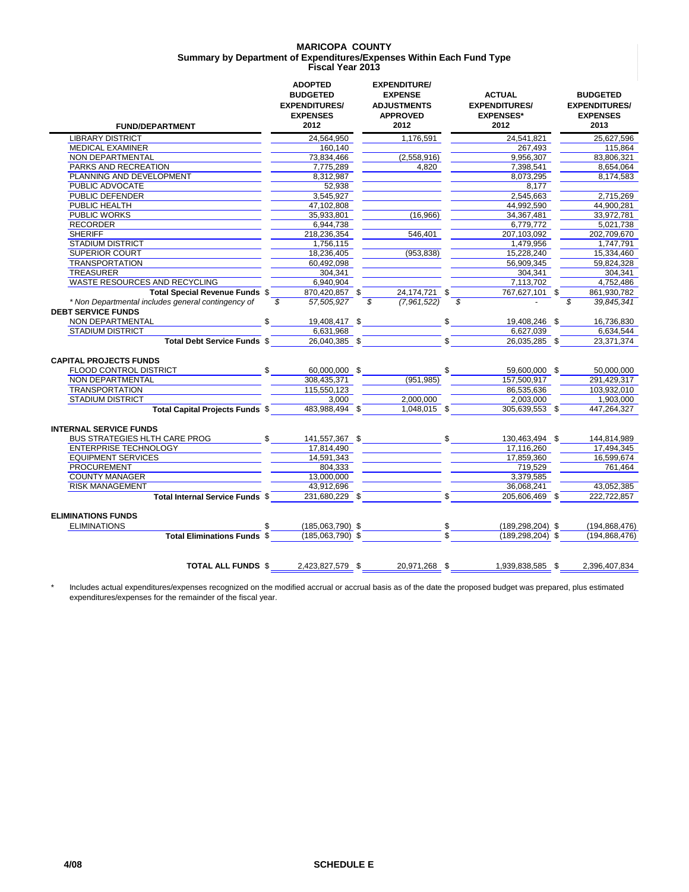**MARICOPA COUNTY**
**Summary by Department of Expenditures/Expenses Within Each Fund Type**
**Fiscal Year 2013**

| FUND/DEPARTMENT | ADOPTED BUDGETED EXPENDITURES/ EXPENSES 2012 | EXPENDITURE/ EXPENSE ADJUSTMENTS APPROVED 2012 | ACTUAL EXPENDITURES/ EXPENSES* 2012 | BUDGETED EXPENDITURES/ EXPENSES 2013 |
|---|---|---|---|---|
| LIBRARY DISTRICT | 24,564,950 | 1,176,591 | 24,541,821 | 25,627,596 |
| MEDICAL EXAMINER | 160,140 | | 267,493 | 115,864 |
| NON DEPARTMENTAL | 73,834,466 | (2,558,916) | 9,956,307 | 83,806,321 |
| PARKS AND RECREATION | 7,775,289 | 4,820 | 7,398,541 | 8,654,064 |
| PLANNING AND DEVELOPMENT | 8,312,987 | | 8,073,295 | 8,174,583 |
| PUBLIC ADVOCATE | 52,938 | | 8,177 | |
| PUBLIC DEFENDER | 3,545,927 | | 2,545,663 | 2,715,269 |
| PUBLIC HEALTH | 47,102,808 | | 44,992,590 | 44,900,281 |
| PUBLIC WORKS | 35,933,801 | (16,966) | 34,367,481 | 33,972,781 |
| RECORDER | 6,944,738 | | 6,779,772 | 5,021,738 |
| SHERIFF | 218,236,354 | 546,401 | 207,103,092 | 202,709,670 |
| STADIUM DISTRICT | 1,756,115 | | 1,479,956 | 1,747,791 |
| SUPERIOR COURT | 18,236,405 | (953,838) | 15,228,240 | 15,334,460 |
| TRANSPORTATION | 60,492,098 | | 56,909,345 | 59,824,328 |
| TREASURER | 304,341 | | 304,341 | 304,341 |
| WASTE RESOURCES AND RECYCLING | 6,940,904 | | 7,113,702 | 4,752,486 |
| **Total Special Revenue Funds** | $ 870,420,857 | $ 24,174,721 | $ 767,627,101 | $ 861,930,782 |
| *\* Non Departmental includes general contingency of* | *$ 57,505,927* | *$ (7,961,522)* | *$ -* | *$ 39,845,341* |
| **DEBT SERVICE FUNDS** | | | | |
| NON DEPARTMENTAL | $ 19,408,417 | $ | $ 19,408,246 | $ 16,736,830 |
| STADIUM DISTRICT | 6,631,968 | | 6,627,039 | 6,634,544 |
| **Total Debt Service Funds** | $ 26,040,385 | $ | $ 26,035,285 | $ 23,371,374 |
| **CAPITAL PROJECTS FUNDS** | | | | |
| FLOOD CONTROL DISTRICT | $ 60,000,000 | $ | $ 59,600,000 | $ 50,000,000 |
| NON DEPARTMENTAL | 308,435,371 | (951,985) | 157,500,917 | 291,429,317 |
| TRANSPORTATION | 115,550,123 | | 86,535,636 | 103,932,010 |
| STADIUM DISTRICT | 3,000 | 2,000,000 | 2,003,000 | 1,903,000 |
| **Total Capital Projects Funds** | $ 483,988,494 | $ 1,048,015 | $ 305,639,553 | $ 447,264,327 |
| **INTERNAL SERVICE FUNDS** | | | | |
| BUS STRATEGIES HLTH CARE PROG | $ 141,557,367 | $ | $ 130,463,494 | $ 144,814,989 |
| ENTERPRISE TECHNOLOGY | 17,814,490 | | 17,116,260 | 17,494,345 |
| EQUIPMENT SERVICES | 14,591,343 | | 17,859,360 | 16,599,674 |
| PROCUREMENT | 804,333 | | 719,529 | 761,464 |
| COUNTY MANAGER | 13,000,000 | | 3,379,585 | |
| RISK MANAGEMENT | 43,912,696 | | 36,068,241 | 43,052,385 |
| **Total Internal Service Funds** | $ 231,680,229 | $ | $ 205,606,469 | $ 222,722,857 |
| **ELIMINATIONS FUNDS** | | | | |
| ELIMINATIONS | $ (185,063,790) | $ | $ (189,298,204) | $ (194,868,476) |
| **Total Eliminations Funds** | $ (185,063,790) | $ | $ (189,298,204) | $ (194,868,476) |
| **TOTAL ALL FUNDS** | $ 2,423,827,579 | $ 20,971,268 | $ 1,939,838,585 | $ 2,396,407,834 |

\* Includes actual expenditures/expenses recognized on the modified accrual or accrual basis as of the date the proposed budget was prepared, plus estimated expenditures/expenses for the remainder of the fiscal year.

4/08 SCHEDULE E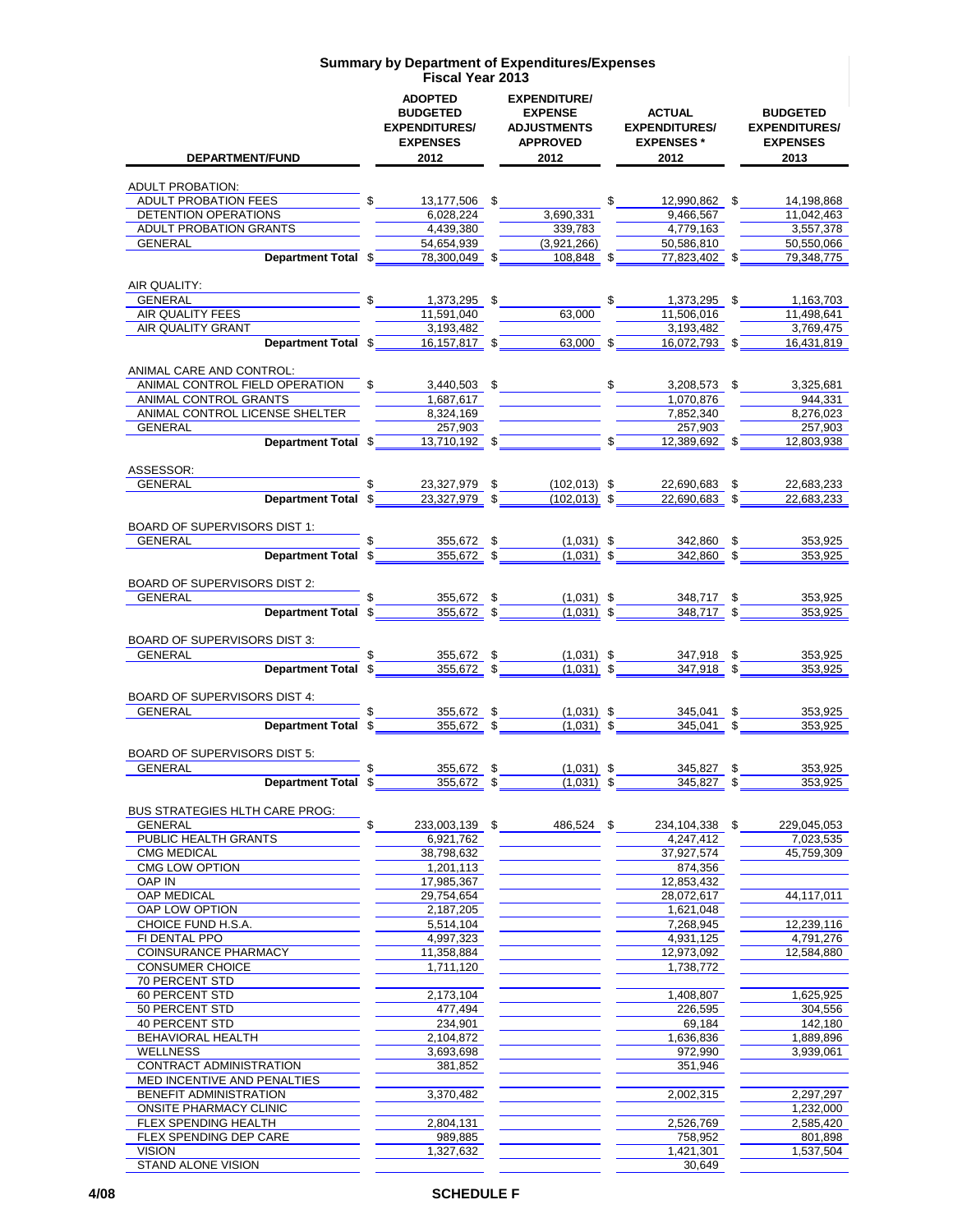# Summary by Department of Expenditures/Expenses
## Fiscal Year 2013

| DEPARTMENT/FUND | ADOPTED BUDGETED EXPENDITURES/ EXPENSES 2012 | EXPENDITURE/ EXPENSE ADJUSTMENTS APPROVED 2012 | ACTUAL EXPENDITURES/ EXPENSES * 2012 | BUDGETED EXPENDITURES/ EXPENSES 2013 |
|---|---|---|---|---|
| ADULT PROBATION: | | | | |
| ADULT PROBATION FEES | $ 13,177,506 | $ | $ 12,990,862 | $ 14,198,868 |
| DETENTION OPERATIONS | 6,028,224 | 3,690,331 | 9,466,567 | 11,042,463 |
| ADULT PROBATION GRANTS | 4,439,380 | 339,783 | 4,779,163 | 3,557,378 |
| GENERAL | 54,654,939 | (3,921,266) | 50,586,810 | 50,550,066 |
| **Department Total** | $ 78,300,049 | $ 108,848 | $ 77,823,402 | $ 79,348,775 |
| AIR QUALITY: | | | | |
| GENERAL | $ 1,373,295 | $ | $ 1,373,295 | $ 1,163,703 |
| AIR QUALITY FEES | 11,591,040 | 63,000 | 11,506,016 | 11,498,641 |
| AIR QUALITY GRANT | 3,193,482 | | 3,193,482 | 3,769,475 |
| **Department Total** | $ 16,157,817 | $ 63,000 | $ 16,072,793 | $ 16,431,819 |
| ANIMAL CARE AND CONTROL: | | | | |
| ANIMAL CONTROL FIELD OPERATION | $ 3,440,503 | $ | $ 3,208,573 | $ 3,325,681 |
| ANIMAL CONTROL GRANTS | 1,687,617 | | 1,070,876 | 944,331 |
| ANIMAL CONTROL LICENSE SHELTER | 8,324,169 | | 7,852,340 | 8,276,023 |
| GENERAL | 257,903 | | 257,903 | 257,903 |
| **Department Total** | $ 13,710,192 | $ | $ 12,389,692 | $ 12,803,938 |
| ASSESSOR: | | | | |
| GENERAL | $ 23,327,979 | $ (102,013) | $ 22,690,683 | $ 22,683,233 |
| **Department Total** | $ 23,327,979 | $ (102,013) | $ 22,690,683 | $ 22,683,233 |
| BOARD OF SUPERVISORS DIST 1: | | | | |
| GENERAL | $ 355,672 | $ (1,031) | $ 342,860 | $ 353,925 |
| **Department Total** | $ 355,672 | $ (1,031) | $ 342,860 | $ 353,925 |
| BOARD OF SUPERVISORS DIST 2: | | | | |
| GENERAL | $ 355,672 | $ (1,031) | $ 348,717 | $ 353,925 |
| **Department Total** | $ 355,672 | $ (1,031) | $ 348,717 | $ 353,925 |
| BOARD OF SUPERVISORS DIST 3: | | | | |
| GENERAL | $ 355,672 | $ (1,031) | $ 347,918 | $ 353,925 |
| **Department Total** | $ 355,672 | $ (1,031) | $ 347,918 | $ 353,925 |
| BOARD OF SUPERVISORS DIST 4: | | | | |
| GENERAL | $ 355,672 | $ (1,031) | $ 345,041 | $ 353,925 |
| **Department Total** | $ 355,672 | $ (1,031) | $ 345,041 | $ 353,925 |
| BOARD OF SUPERVISORS DIST 5: | | | | |
| GENERAL | $ 355,672 | $ (1,031) | $ 345,827 | $ 353,925 |
| **Department Total** | $ 355,672 | $ (1,031) | $ 345,827 | $ 353,925 |
| BUS STRATEGIES HLTH CARE PROG: | | | | |
| GENERAL | $ 233,003,139 | $ 486,524 | $ 234,104,338 | $ 229,045,053 |
| PUBLIC HEALTH GRANTS | 6,921,762 | | 4,247,412 | 7,023,535 |
| CMG MEDICAL | 38,798,632 | | 37,927,574 | 45,759,309 |
| CMG LOW OPTION | 1,201,113 | | 874,356 | |
| OAP IN | 17,985,367 | | 12,853,432 | |
| OAP MEDICAL | 29,754,654 | | 28,072,617 | 44,117,011 |
| OAP LOW OPTION | 2,187,205 | | 1,621,048 | |
| CHOICE FUND H.S.A. | 5,514,104 | | 7,268,945 | 12,239,116 |
| FI DENTAL PPO | 4,997,323 | | 4,931,125 | 4,791,276 |
| COINSURANCE PHARMACY | 11,358,884 | | 12,973,092 | 12,584,880 |
| CONSUMER CHOICE | 1,711,120 | | 1,738,772 | |
| 70 PERCENT STD | | | | |
| 60 PERCENT STD | 2,173,104 | | 1,408,807 | 1,625,925 |
| 50 PERCENT STD | 477,494 | | 226,595 | 304,556 |
| 40 PERCENT STD | 234,901 | | 69,184 | 142,180 |
| BEHAVIORAL HEALTH | 2,104,872 | | 1,636,836 | 1,889,896 |
| WELLNESS | 3,693,698 | | 972,990 | 3,939,061 |
| CONTRACT ADMINISTRATION | 381,852 | | 351,946 | |
| MED INCENTIVE AND PENALTIES | | | | |
| BENEFIT ADMINISTRATION | 3,370,482 | | 2,002,315 | 2,297,297 |
| ONSITE PHARMACY CLINIC | | | | 1,232,000 |
| FLEX SPENDING HEALTH | 2,804,131 | | 2,526,769 | 2,585,420 |
| FLEX SPENDING DEP CARE | 989,885 | | 758,952 | 801,898 |
| VISION | 1,327,632 | | 1,421,301 | 1,537,504 |
| STAND ALONE VISION | | | 30,649 | |

4/08 SCHEDULE F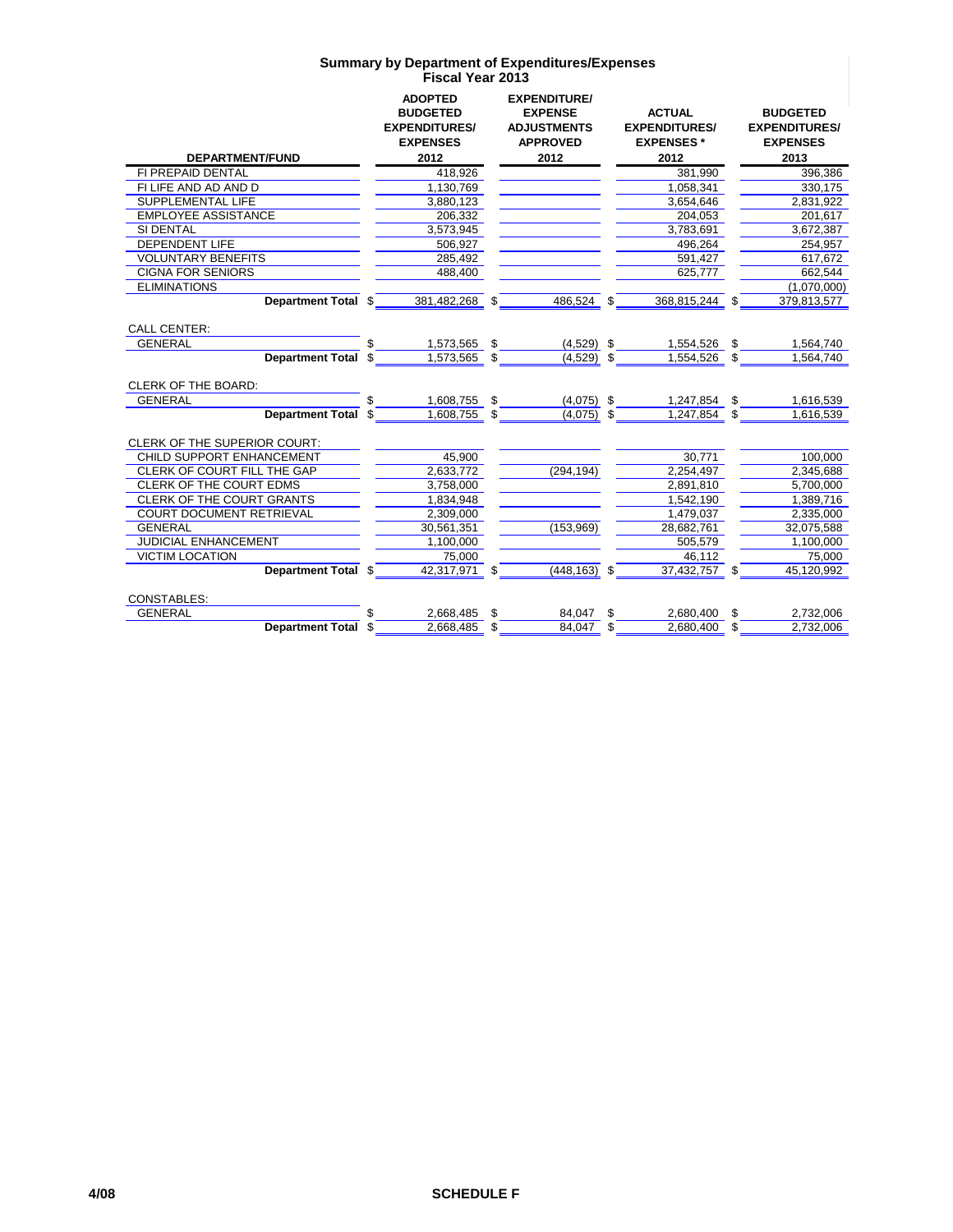## Summary by Department of Expenditures/Expenses
### Fiscal Year 2013

| DEPARTMENT/FUND | ADOPTED BUDGETED EXPENDITURES/ EXPENSES 2012 | EXPENDITURE/ EXPENSE ADJUSTMENTS APPROVED 2012 | ACTUAL EXPENDITURES/ EXPENSES * 2012 | BUDGETED EXPENDITURES/ EXPENSES 2013 |
|---|---|---|---|---|
| FI PREPAID DENTAL | 418,926 | | 381,990 | 396,386 |
| FI LIFE AND AD AND D | 1,130,769 | | 1,058,341 | 330,175 |
| SUPPLEMENTAL LIFE | 3,880,123 | | 3,654,646 | 2,831,922 |
| EMPLOYEE ASSISTANCE | 206,332 | | 204,053 | 201,617 |
| SI DENTAL | 3,573,945 | | 3,783,691 | 3,672,387 |
| DEPENDENT LIFE | 506,927 | | 496,264 | 254,957 |
| VOLUNTARY BENEFITS | 285,492 | | 591,427 | 617,672 |
| CIGNA FOR SENIORS | 488,400 | | 625,777 | 662,544 |
| ELIMINATIONS | | | | (1,070,000) |
| **Department Total** | $ 381,482,268 | $ 486,524 | $ 368,815,244 | $ 379,813,577 |
| | | | | |
| CALL CENTER: | | | | |
| GENERAL | $ 1,573,565 | $ (4,529) | $ 1,554,526 | $ 1,564,740 |
| **Department Total** | $ 1,573,565 | $ (4,529) | $ 1,554,526 | $ 1,564,740 |
| | | | | |
| CLERK OF THE BOARD: | | | | |
| GENERAL | $ 1,608,755 | $ (4,075) | $ 1,247,854 | $ 1,616,539 |
| **Department Total** | $ 1,608,755 | $ (4,075) | $ 1,247,854 | $ 1,616,539 |
| | | | | |
| CLERK OF THE SUPERIOR COURT: | | | | |
| CHILD SUPPORT ENHANCEMENT | 45,900 | | 30,771 | 100,000 |
| CLERK OF COURT FILL THE GAP | 2,633,772 | (294,194) | 2,254,497 | 2,345,688 |
| CLERK OF THE COURT EDMS | 3,758,000 | | 2,891,810 | 5,700,000 |
| CLERK OF THE COURT GRANTS | 1,834,948 | | 1,542,190 | 1,389,716 |
| COURT DOCUMENT RETRIEVAL | 2,309,000 | | 1,479,037 | 2,335,000 |
| GENERAL | 30,561,351 | (153,969) | 28,682,761 | 32,075,588 |
| JUDICIAL ENHANCEMENT | 1,100,000 | | 505,579 | 1,100,000 |
| VICTIM LOCATION | 75,000 | | 46,112 | 75,000 |
| **Department Total** | $ 42,317,971 | $ (448,163) | $ 37,432,757 | $ 45,120,992 |
| | | | | |
| CONSTABLES: | | | | |
| GENERAL | $ 2,668,485 | $ 84,047 | $ 2,680,400 | $ 2,732,006 |
| **Department Total** | $ 2,668,485 | $ 84,047 | $ 2,680,400 | $ 2,732,006 |

4/08 **SCHEDULE F**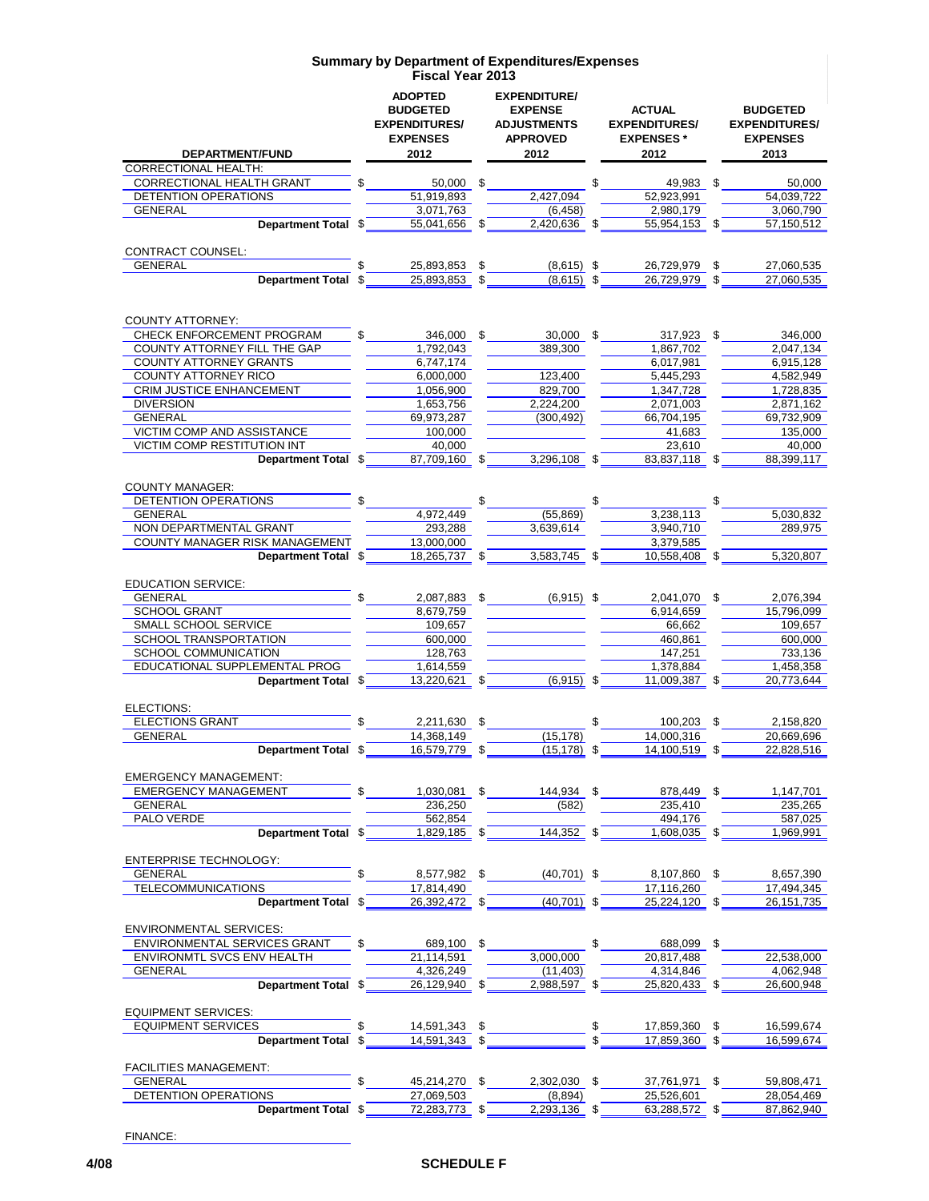# Summary by Department of Expenditures/Expenses
## Fiscal Year 2013

| DEPARTMENT/FUND | ADOPTED BUDGETED EXPENDITURES/ EXPENSES 2012 | EXPENDITURE/ EXPENSE ADJUSTMENTS APPROVED 2012 | ACTUAL EXPENDITURES/ EXPENSES * 2012 | BUDGETED EXPENDITURES/ EXPENSES 2013 |
|---|---|---|---|---|
| CORRECTIONAL HEALTH: | | | | |
| CORRECTIONAL HEALTH GRANT | $ 50,000 | $ | $ 49,983 | $ 50,000 |
| DETENTION OPERATIONS | 51,919,893 | 2,427,094 | 52,923,991 | 54,039,722 |
| GENERAL | 3,071,763 | (6,458) | 2,980,179 | 3,060,790 |
| **Department Total** | $ 55,041,656 | $ 2,420,636 | $ 55,954,153 | $ 57,150,512 |
| CONTRACT COUNSEL: | | | | |
| GENERAL | $ 25,893,853 | $ (8,615) | $ 26,729,979 | $ 27,060,535 |
| **Department Total** | $ 25,893,853 | $ (8,615) | $ 26,729,979 | $ 27,060,535 |
| COUNTY ATTORNEY: | | | | |
| CHECK ENFORCEMENT PROGRAM | $ 346,000 | $ 30,000 | $ 317,923 | $ 346,000 |
| COUNTY ATTORNEY FILL THE GAP | 1,792,043 | 389,300 | 1,867,702 | 2,047,134 |
| COUNTY ATTORNEY GRANTS | 6,747,174 | | 6,017,981 | 6,915,128 |
| COUNTY ATTORNEY RICO | 6,000,000 | 123,400 | 5,445,293 | 4,582,949 |
| CRIM JUSTICE ENHANCEMENT | 1,056,900 | 829,700 | 1,347,728 | 1,728,835 |
| DIVERSION | 1,653,756 | 2,224,200 | 2,071,003 | 2,871,162 |
| GENERAL | 69,973,287 | (300,492) | 66,704,195 | 69,732,909 |
| VICTIM COMP AND ASSISTANCE | 100,000 | | 41,683 | 135,000 |
| VICTIM COMP RESTITUTION INT | 40,000 | | 23,610 | 40,000 |
| **Department Total** | $ 87,709,160 | $ 3,296,108 | $ 83,837,118 | $ 88,399,117 |
| COUNTY MANAGER: | | | | |
| DETENTION OPERATIONS | $ | $ | $ | $ |
| GENERAL | 4,972,449 | (55,869) | 3,238,113 | 5,030,832 |
| NON DEPARTMENTAL GRANT | 293,288 | 3,639,614 | 3,940,710 | 289,975 |
| COUNTY MANAGER RISK MANAGEMENT | 13,000,000 | | 3,379,585 | |
| **Department Total** | $ 18,265,737 | $ 3,583,745 | $ 10,558,408 | $ 5,320,807 |
| EDUCATION SERVICE: | | | | |
| GENERAL | $ 2,087,883 | $ (6,915) | $ 2,041,070 | $ 2,076,394 |
| SCHOOL GRANT | 8,679,759 | | 6,914,659 | 15,796,099 |
| SMALL SCHOOL SERVICE | 109,657 | | 66,662 | 109,657 |
| SCHOOL TRANSPORTATION | 600,000 | | 460,861 | 600,000 |
| SCHOOL COMMUNICATION | 128,763 | | 147,251 | 733,136 |
| EDUCATIONAL SUPPLEMENTAL PROG | 1,614,559 | | 1,378,884 | 1,458,358 |
| **Department Total** | $ 13,220,621 | $ (6,915) | $ 11,009,387 | $ 20,773,644 |
| ELECTIONS: | | | | |
| ELECTIONS GRANT | $ 2,211,630 | $ | $ 100,203 | $ 2,158,820 |
| GENERAL | 14,368,149 | (15,178) | 14,000,316 | 20,669,696 |
| **Department Total** | $ 16,579,779 | $ (15,178) | $ 14,100,519 | $ 22,828,516 |
| EMERGENCY MANAGEMENT: | | | | |
| EMERGENCY MANAGEMENT | $ 1,030,081 | $ 144,934 | $ 878,449 | $ 1,147,701 |
| GENERAL | 236,250 | (582) | 235,410 | 235,265 |
| PALO VERDE | 562,854 | | 494,176 | 587,025 |
| **Department Total** | $ 1,829,185 | $ 144,352 | $ 1,608,035 | $ 1,969,991 |
| ENTERPRISE TECHNOLOGY: | | | | |
| GENERAL | $ 8,577,982 | $ (40,701) | $ 8,107,860 | $ 8,657,390 |
| TELECOMMUNICATIONS | 17,814,490 | | 17,116,260 | 17,494,345 |
| **Department Total** | $ 26,392,472 | $ (40,701) | $ 25,224,120 | $ 26,151,735 |
| ENVIRONMENTAL SERVICES: | | | | |
| ENVIRONMENTAL SERVICES GRANT | $ 689,100 | $ | $ 688,099 | $ |
| ENVIRONMTL SVCS ENV HEALTH | 21,114,591 | 3,000,000 | 20,817,488 | 22,538,000 |
| GENERAL | 4,326,249 | (11,403) | 4,314,846 | 4,062,948 |
| **Department Total** | $ 26,129,940 | $ 2,988,597 | $ 25,820,433 | $ 26,600,948 |
| EQUIPMENT SERVICES: | | | | |
| EQUIPMENT SERVICES | $ 14,591,343 | $ | $ 17,859,360 | $ 16,599,674 |
| **Department Total** | $ 14,591,343 | $ | $ 17,859,360 | $ 16,599,674 |
| FACILITIES MANAGEMENT: | | | | |
| GENERAL | $ 45,214,270 | $ 2,302,030 | $ 37,761,971 | $ 59,808,471 |
| DETENTION OPERATIONS | 27,069,503 | (8,894) | 25,526,601 | 28,054,469 |
| **Department Total** | $ 72,283,773 | $ 2,293,136 | $ 63,288,572 | $ 87,862,940 |
| FINANCE: | | | | |

SCHEDULE F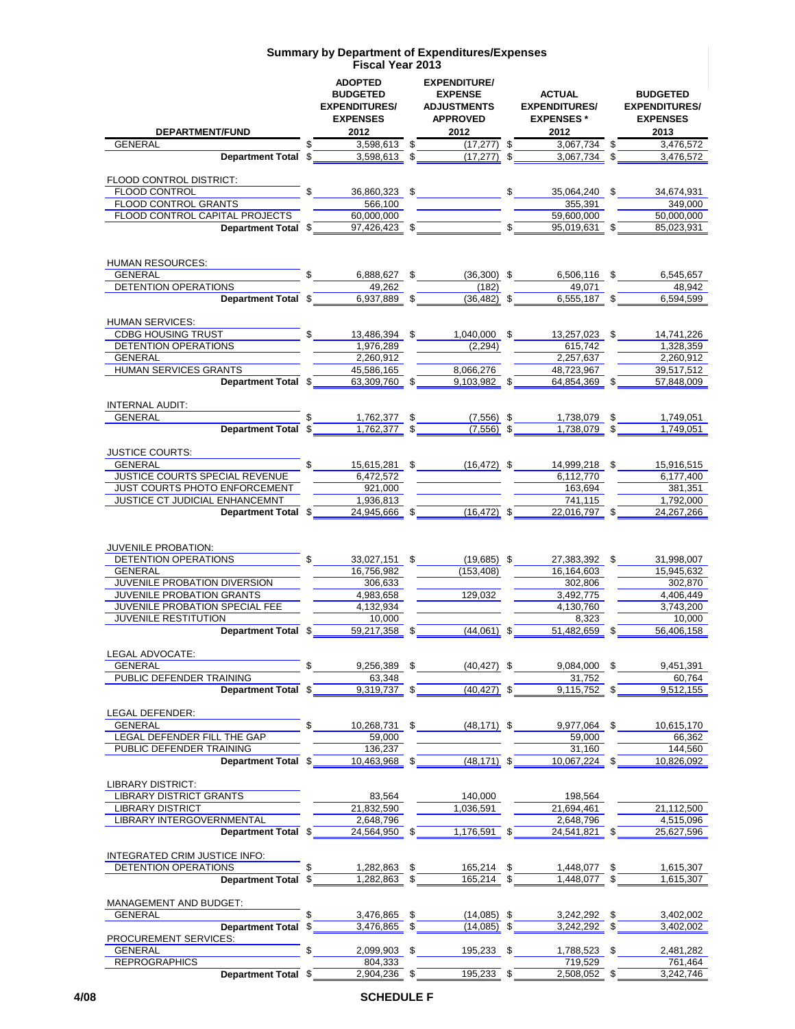# Summary by Department of Expenditures/Expenses
## Fiscal Year 2013

| DEPARTMENT/FUND | ADOPTED BUDGETED EXPENDITURES/ EXPENSES 2012 | EXPENDITURE/ EXPENSE ADJUSTMENTS APPROVED 2012 | ACTUAL EXPENDITURES/ EXPENSES * 2012 | BUDGETED EXPENDITURES/ EXPENSES 2013 |
|---|---|---|---|---|
| GENERAL | $ 3,598,613 | $ (17,277) | $ 3,067,734 | $ 3,476,572 |
| **Department Total** | $ 3,598,613 | $ (17,277) | $ 3,067,734 | $ 3,476,572 |
| FLOOD CONTROL DISTRICT: | | | | |
| FLOOD CONTROL | $ 36,860,323 | $ | $ 35,064,240 | $ 34,674,931 |
| FLOOD CONTROL GRANTS | 566,100 | | 355,391 | 349,000 |
| FLOOD CONTROL CAPITAL PROJECTS | 60,000,000 | | 59,600,000 | 50,000,000 |
| **Department Total** | $ 97,426,423 | $ | $ 95,019,631 | $ 85,023,931 |
| HUMAN RESOURCES: | | | | |
| GENERAL | $ 6,888,627 | $ (36,300) | $ 6,506,116 | $ 6,545,657 |
| DETENTION OPERATIONS | 49,262 | (182) | 49,071 | 48,942 |
| **Department Total** | $ 6,937,889 | $ (36,482) | $ 6,555,187 | $ 6,594,599 |
| HUMAN SERVICES: | | | | |
| CDBG HOUSING TRUST | $ 13,486,394 | $ 1,040,000 | $ 13,257,023 | $ 14,741,226 |
| DETENTION OPERATIONS | 1,976,289 | (2,294) | 615,742 | 1,328,359 |
| GENERAL | 2,260,912 | | 2,257,637 | 2,260,912 |
| HUMAN SERVICES GRANTS | 45,586,165 | 8,066,276 | 48,723,967 | 39,517,512 |
| **Department Total** | $ 63,309,760 | $ 9,103,982 | $ 64,854,369 | $ 57,848,009 |
| INTERNAL AUDIT: | | | | |
| GENERAL | $ 1,762,377 | $ (7,556) | $ 1,738,079 | $ 1,749,051 |
| **Department Total** | $ 1,762,377 | $ (7,556) | $ 1,738,079 | $ 1,749,051 |
| JUSTICE COURTS: | | | | |
| GENERAL | $ 15,615,281 | $ (16,472) | $ 14,999,218 | $ 15,916,515 |
| JUSTICE COURTS SPECIAL REVENUE | 6,472,572 | | 6,112,770 | 6,177,400 |
| JUST COURTS PHOTO ENFORCEMENT | 921,000 | | 163,694 | 381,351 |
| JUSTICE CT JUDICIAL ENHANCEMNT | 1,936,813 | | 741,115 | 1,792,000 |
| **Department Total** | $ 24,945,666 | $ (16,472) | $ 22,016,797 | $ 24,267,266 |
| JUVENILE PROBATION: | | | | |
| DETENTION OPERATIONS | $ 33,027,151 | $ (19,685) | $ 27,383,392 | $ 31,998,007 |
| GENERAL | 16,756,982 | (153,408) | 16,164,603 | 15,945,632 |
| JUVENILE PROBATION DIVERSION | 306,633 | | 302,806 | 302,870 |
| JUVENILE PROBATION GRANTS | 4,983,658 | 129,032 | 3,492,775 | 4,406,449 |
| JUVENILE PROBATION SPECIAL FEE | 4,132,934 | | 4,130,760 | 3,743,200 |
| JUVENILE RESTITUTION | 10,000 | | 8,323 | 10,000 |
| **Department Total** | $ 59,217,358 | $ (44,061) | $ 51,482,659 | $ 56,406,158 |
| LEGAL ADVOCATE: | | | | |
| GENERAL | $ 9,256,389 | $ (40,427) | $ 9,084,000 | $ 9,451,391 |
| PUBLIC DEFENDER TRAINING | 63,348 | | 31,752 | 60,764 |
| **Department Total** | $ 9,319,737 | $ (40,427) | $ 9,115,752 | $ 9,512,155 |
| LEGAL DEFENDER: | | | | |
| GENERAL | $ 10,268,731 | $ (48,171) | $ 9,977,064 | $ 10,615,170 |
| LEGAL DEFENDER FILL THE GAP | 59,000 | | 59,000 | 66,362 |
| PUBLIC DEFENDER TRAINING | 136,237 | | 31,160 | 144,560 |
| **Department Total** | $ 10,463,968 | $ (48,171) | $ 10,067,224 | $ 10,826,092 |
| LIBRARY DISTRICT: | | | | |
| LIBRARY DISTRICT GRANTS | 83,564 | 140,000 | 198,564 | |
| LIBRARY DISTRICT | 21,832,590 | 1,036,591 | 21,694,461 | 21,112,500 |
| LIBRARY INTERGOVERNMENTAL | 2,648,796 | | 2,648,796 | 4,515,096 |
| **Department Total** | $ 24,564,950 | $ 1,176,591 | $ 24,541,821 | $ 25,627,596 |
| INTEGRATED CRIM JUSTICE INFO: | | | | |
| DETENTION OPERATIONS | $ 1,282,863 | $ 165,214 | $ 1,448,077 | $ 1,615,307 |
| **Department Total** | $ 1,282,863 | $ 165,214 | $ 1,448,077 | $ 1,615,307 |
| MANAGEMENT AND BUDGET: | | | | |
| GENERAL | $ 3,476,865 | $ (14,085) | $ 3,242,292 | $ 3,402,002 |
| **Department Total** | $ 3,476,865 | $ (14,085) | $ 3,242,292 | $ 3,402,002 |
| PROCUREMENT SERVICES: | | | | |
| GENERAL | $ 2,099,903 | $ 195,233 | $ 1,788,523 | $ 2,481,282 |
| REPROGRAPHICS | 804,333 | | 719,529 | 761,464 |
| **Department Total** | $ 2,904,236 | $ 195,233 | $ 2,508,052 | $ 3,242,746 |

4/08 SCHEDULE F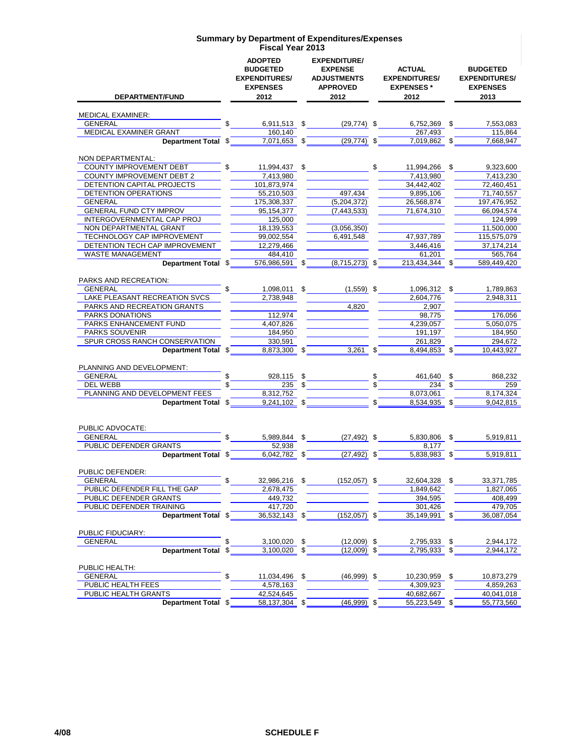## Summary by Department of Expenditures/Expenses
### Fiscal Year 2013

| DEPARTMENT/FUND | ADOPTED BUDGETED EXPENDITURES/ EXPENSES 2012 | EXPENDITURE/ EXPENSE ADJUSTMENTS APPROVED 2012 | ACTUAL EXPENDITURES/ EXPENSES * 2012 | BUDGETED EXPENDITURES/ EXPENSES 2013 |
|---|---|---|---|---|
| MEDICAL EXAMINER: | | | | |
| GENERAL | $ 6,911,513 | $ (29,774) | $ 6,752,369 | $ 7,553,083 |
| MEDICAL EXAMINER GRANT | 160,140 | | 267,493 | 115,864 |
| **Department Total** | $ 7,071,653 | $ (29,774) | $ 7,019,862 | $ 7,668,947 |
| NON DEPARTMENTAL: | | | | |
| COUNTY IMPROVEMENT DEBT | $ 11,994,437 | $ | $ 11,994,266 | $ 9,323,600 |
| COUNTY IMPROVEMENT DEBT 2 | 7,413,980 | | 7,413,980 | 7,413,230 |
| DETENTION CAPITAL PROJECTS | 101,873,974 | | 34,442,402 | 72,460,451 |
| DETENTION OPERATIONS | 55,210,503 | 497,434 | 9,895,106 | 71,740,557 |
| GENERAL | 175,308,337 | (5,204,372) | 26,568,874 | 197,476,952 |
| GENERAL FUND CTY IMPROV | 95,154,377 | (7,443,533) | 71,674,310 | 66,094,574 |
| INTERGOVERNMENTAL CAP PROJ | 125,000 | | | 124,999 |
| NON DEPARTMENTAL GRANT | 18,139,553 | (3,056,350) | | 11,500,000 |
| TECHNOLOGY CAP IMPROVEMENT | 99,002,554 | 6,491,548 | 47,937,789 | 115,575,079 |
| DETENTION TECH CAP IMPROVEMENT | 12,279,466 | | 3,446,416 | 37,174,214 |
| WASTE MANAGEMENT | 484,410 | | 61,201 | 565,764 |
| **Department Total** | $ 576,986,591 | $ (8,715,273) | $ 213,434,344 | $ 589,449,420 |
| PARKS AND RECREATION: | | | | |
| GENERAL | $ 1,098,011 | $ (1,559) | $ 1,096,312 | $ 1,789,863 |
| LAKE PLEASANT RECREATION SVCS | 2,738,948 | | 2,604,776 | 2,948,311 |
| PARKS AND RECREATION GRANTS | | 4,820 | 2,907 | |
| PARKS DONATIONS | 112,974 | | 98,775 | 176,056 |
| PARKS ENHANCEMENT FUND | 4,407,826 | | 4,239,057 | 5,050,075 |
| PARKS SOUVENIR | 184,950 | | 191,197 | 184,950 |
| SPUR CROSS RANCH CONSERVATION | 330,591 | | 261,829 | 294,672 |
| **Department Total** | $ 8,873,300 | $ 3,261 | $ 8,494,853 | $ 10,443,927 |
| PLANNING AND DEVELOPMENT: | | | | |
| GENERAL | $ 928,115 | $ | $ 461,640 | $ 868,232 |
| DEL WEBB | $ 235 | $ | $ 234 | $ 259 |
| PLANNING AND DEVELOPMENT FEES | 8,312,752 | | 8,073,061 | 8,174,324 |
| **Department Total** | $ 9,241,102 | $ | $ 8,534,935 | $ 9,042,815 |
| PUBLIC ADVOCATE: | | | | |
| GENERAL | $ 5,989,844 | $ (27,492) | $ 5,830,806 | $ 5,919,811 |
| PUBLIC DEFENDER GRANTS | 52,938 | | 8,177 | |
| **Department Total** | $ 6,042,782 | $ (27,492) | $ 5,838,983 | $ 5,919,811 |
| PUBLIC DEFENDER: | | | | |
| GENERAL | $ 32,986,216 | $ (152,057) | $ 32,604,328 | $ 33,371,785 |
| PUBLIC DEFENDER FILL THE GAP | 2,678,475 | | 1,849,642 | 1,827,065 |
| PUBLIC DEFENDER GRANTS | 449,732 | | 394,595 | 408,499 |
| PUBLIC DEFENDER TRAINING | 417,720 | | 301,426 | 479,705 |
| **Department Total** | $ 36,532,143 | $ (152,057) | $ 35,149,991 | $ 36,087,054 |
| PUBLIC FIDUCIARY: | | | | |
| GENERAL | $ 3,100,020 | $ (12,009) | $ 2,795,933 | $ 2,944,172 |
| **Department Total** | $ 3,100,020 | $ (12,009) | $ 2,795,933 | $ 2,944,172 |
| PUBLIC HEALTH: | | | | |
| GENERAL | $ 11,034,496 | $ (46,999) | $ 10,230,959 | $ 10,873,279 |
| PUBLIC HEALTH FEES | 4,578,163 | | 4,309,923 | 4,859,263 |
| PUBLIC HEALTH GRANTS | 42,524,645 | | 40,682,667 | 40,041,018 |
| **Department Total** | $ 58,137,304 | $ (46,999) | $ 55,223,549 | $ 55,773,560 |

4/08 SCHEDULE F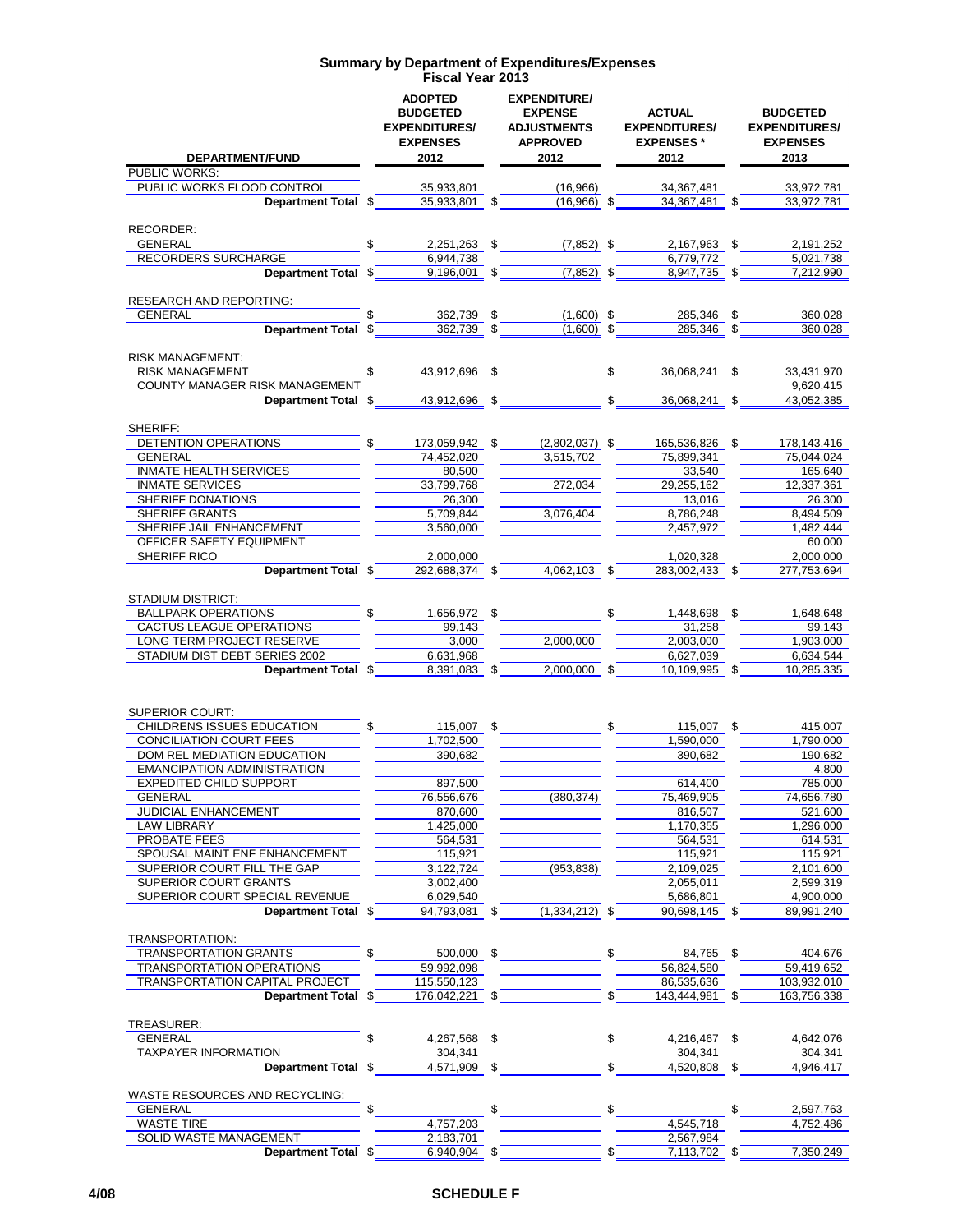# Summary by Department of Expenditures/Expenses
## Fiscal Year 2013

| DEPARTMENT/FUND | ADOPTED BUDGETED EXPENDITURES/ EXPENSES 2012 | EXPENDITURE/ EXPENSE ADJUSTMENTS APPROVED 2012 | ACTUAL EXPENDITURES/ EXPENSES * 2012 | BUDGETED EXPENDITURES/ EXPENSES 2013 |
|---|---|---|---|---|
| PUBLIC WORKS: | | | | |
| PUBLIC WORKS FLOOD CONTROL | 35,933,801 | (16,966) | 34,367,481 | 33,972,781 |
| **Department Total** | $ 35,933,801 | $ (16,966) | $ 34,367,481 | $ 33,972,781 |
| RECORDER: | | | | |
| GENERAL | $ 2,251,263 | $ (7,852) | $ 2,167,963 | $ 2,191,252 |
| RECORDERS SURCHARGE | 6,944,738 | | 6,779,772 | 5,021,738 |
| **Department Total** | $ 9,196,001 | $ (7,852) | $ 8,947,735 | $ 7,212,990 |
| RESEARCH AND REPORTING: | | | | |
| GENERAL | $ 362,739 | $ (1,600) | $ 285,346 | $ 360,028 |
| **Department Total** | $ 362,739 | $ (1,600) | $ 285,346 | $ 360,028 |
| RISK MANAGEMENT: | | | | |
| RISK MANAGEMENT | $ 43,912,696 | $ | $ 36,068,241 | $ 33,431,970 |
| COUNTY MANAGER RISK MANAGEMENT | | | | 9,620,415 |
| **Department Total** | $ 43,912,696 | $ | $ 36,068,241 | $ 43,052,385 |
| SHERIFF: | | | | |
| DETENTION OPERATIONS | $ 173,059,942 | $ (2,802,037) | $ 165,536,826 | $ 178,143,416 |
| GENERAL | 74,452,020 | 3,515,702 | 75,899,341 | 75,044,024 |
| INMATE HEALTH SERVICES | 80,500 | | 33,540 | 165,640 |
| INMATE SERVICES | 33,799,768 | 272,034 | 29,255,162 | 12,337,361 |
| SHERIFF DONATIONS | 26,300 | | 13,016 | 26,300 |
| SHERIFF GRANTS | 5,709,844 | 3,076,404 | 8,786,248 | 8,494,509 |
| SHERIFF JAIL ENHANCEMENT | 3,560,000 | | 2,457,972 | 1,482,444 |
| OFFICER SAFETY EQUIPMENT | | | | 60,000 |
| SHERIFF RICO | 2,000,000 | | 1,020,328 | 2,000,000 |
| **Department Total** | $ 292,688,374 | $ 4,062,103 | $ 283,002,433 | $ 277,753,694 |
| STADIUM DISTRICT: | | | | |
| BALLPARK OPERATIONS | $ 1,656,972 | $ | $ 1,448,698 | $ 1,648,648 |
| CACTUS LEAGUE OPERATIONS | 99,143 | | 31,258 | 99,143 |
| LONG TERM PROJECT RESERVE | 3,000 | 2,000,000 | 2,003,000 | 1,903,000 |
| STADIUM DIST DEBT SERIES 2002 | 6,631,968 | | 6,627,039 | 6,634,544 |
| **Department Total** | $ 8,391,083 | $ 2,000,000 | $ 10,109,995 | $ 10,285,335 |
| SUPERIOR COURT: | | | | |
| CHILDRENS ISSUES EDUCATION | $ 115,007 | $ | $ 115,007 | $ 415,007 |
| CONCILIATION COURT FEES | 1,702,500 | | 1,590,000 | 1,790,000 |
| DOM REL MEDIATION EDUCATION | 390,682 | | 390,682 | 190,682 |
| EMANCIPATION ADMINISTRATION | | | | 4,800 |
| EXPEDITED CHILD SUPPORT | 897,500 | | 614,400 | 785,000 |
| GENERAL | 76,556,676 | (380,374) | 75,469,905 | 74,656,780 |
| JUDICIAL ENHANCEMENT | 870,600 | | 816,507 | 521,600 |
| LAW LIBRARY | 1,425,000 | | 1,170,355 | 1,296,000 |
| PROBATE FEES | 564,531 | | 564,531 | 614,531 |
| SPOUSAL MAINT ENF ENHANCEMENT | 115,921 | | 115,921 | 115,921 |
| SUPERIOR COURT FILL THE GAP | 3,122,724 | (953,838) | 2,109,025 | 2,101,600 |
| SUPERIOR COURT GRANTS | 3,002,400 | | 2,055,011 | 2,599,319 |
| SUPERIOR COURT SPECIAL REVENUE | 6,029,540 | | 5,686,801 | 4,900,000 |
| **Department Total** | $ 94,793,081 | $ (1,334,212) | $ 90,698,145 | $ 89,991,240 |
| TRANSPORTATION: | | | | |
| TRANSPORTATION GRANTS | $ 500,000 | $ | $ 84,765 | $ 404,676 |
| TRANSPORTATION OPERATIONS | 59,992,098 | | 56,824,580 | 59,419,652 |
| TRANSPORTATION CAPITAL PROJECT | 115,550,123 | | 86,535,636 | 103,932,010 |
| **Department Total** | $ 176,042,221 | $ | $ 143,444,981 | $ 163,756,338 |
| TREASURER: | | | | |
| GENERAL | $ 4,267,568 | $ | $ 4,216,467 | $ 4,642,076 |
| TAXPAYER INFORMATION | 304,341 | | 304,341 | 304,341 |
| **Department Total** | $ 4,571,909 | $ | $ 4,520,808 | $ 4,946,417 |
| WASTE RESOURCES AND RECYCLING: | | | | |
| GENERAL | $ | $ | $ | $ 2,597,763 |
| WASTE TIRE | 4,757,203 | | 4,545,718 | 4,752,486 |
| SOLID WASTE MANAGEMENT | 2,183,701 | | 2,567,984 | |
| **Department Total** | $ 6,940,904 | $ | $ 7,113,702 | $ 7,350,249 |

4/08 SCHEDULE F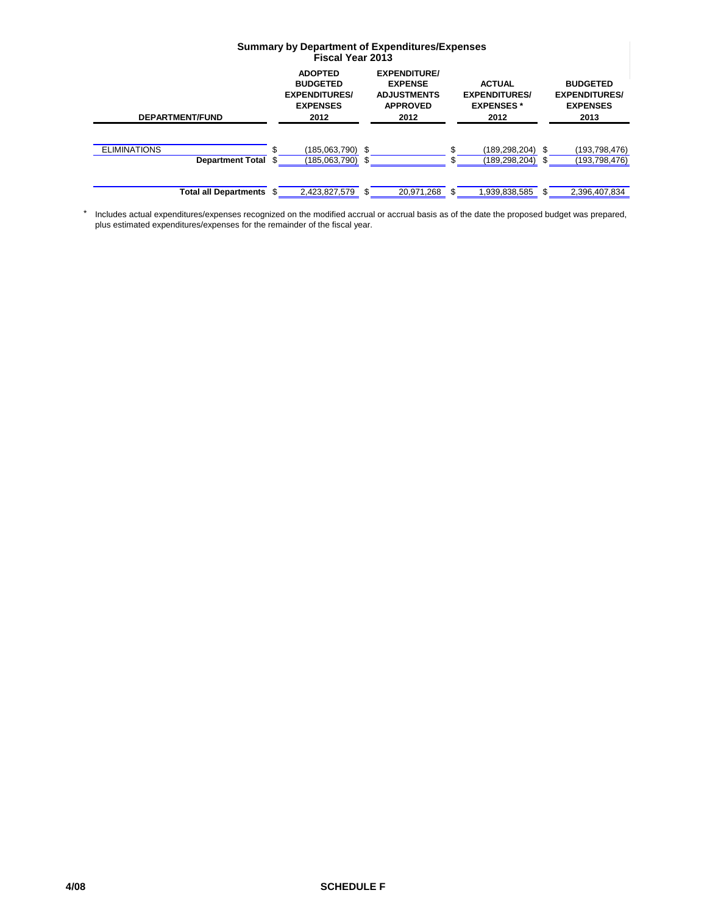## Summary by Department of Expenditures/Expenses
### Fiscal Year 2013

| DEPARTMENT/FUND | ADOPTED BUDGETED EXPENDITURES/ EXPENSES 2012 | EXPENDITURE/ EXPENSE ADJUSTMENTS APPROVED 2012 | ACTUAL EXPENDITURES/ EXPENSES * 2012 | BUDGETED EXPENDITURES/ EXPENSES 2013 |
|---|---|---|---|---|
| ELIMINATIONS | $ (185,063,790) | $ | $ (189,298,204) | $ (193,798,476) |
| **Department Total** | $ (185,063,790) | $ | $ (189,298,204) | $ (193,798,476) |
| **Total all Departments** | $ 2,423,827,579 | $ 20,971,268 | $ 1,939,838,585 | $ 2,396,407,834 |

\* Includes actual expenditures/expenses recognized on the modified accrual or accrual basis as of the date the proposed budget was prepared, plus estimated expenditures/expenses for the remainder of the fiscal year.

4/08 **SCHEDULE F**